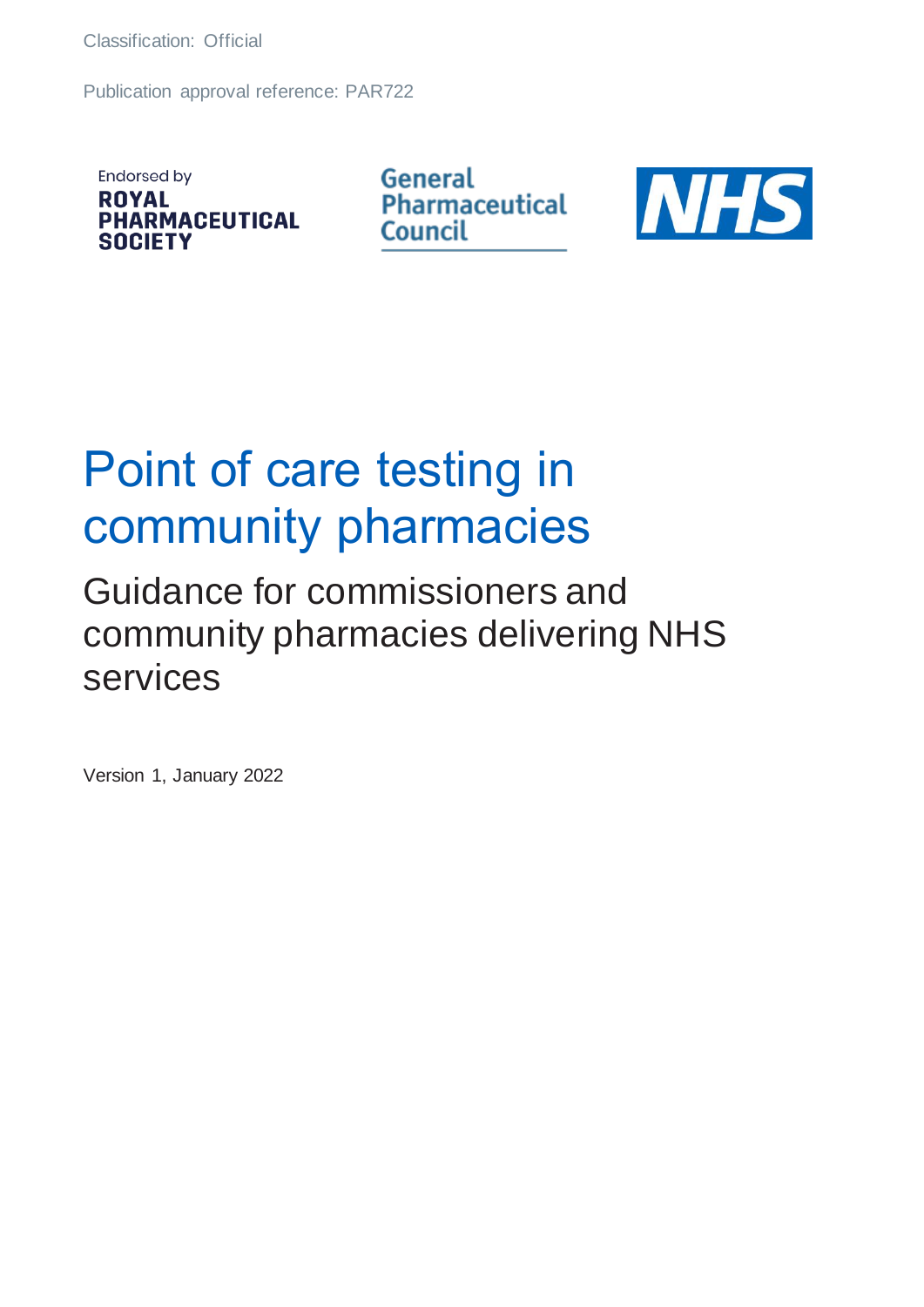Classification: Official

Publication approval reference: PAR722

Endorsed by
ROYAL PHARMACEUTICAL SOCIETY

General Pharmaceutical Council

NHS

# Point of care testing in community pharmacies

## Guidance for commissioners and community pharmacies delivering NHS services

Version 1, January 2022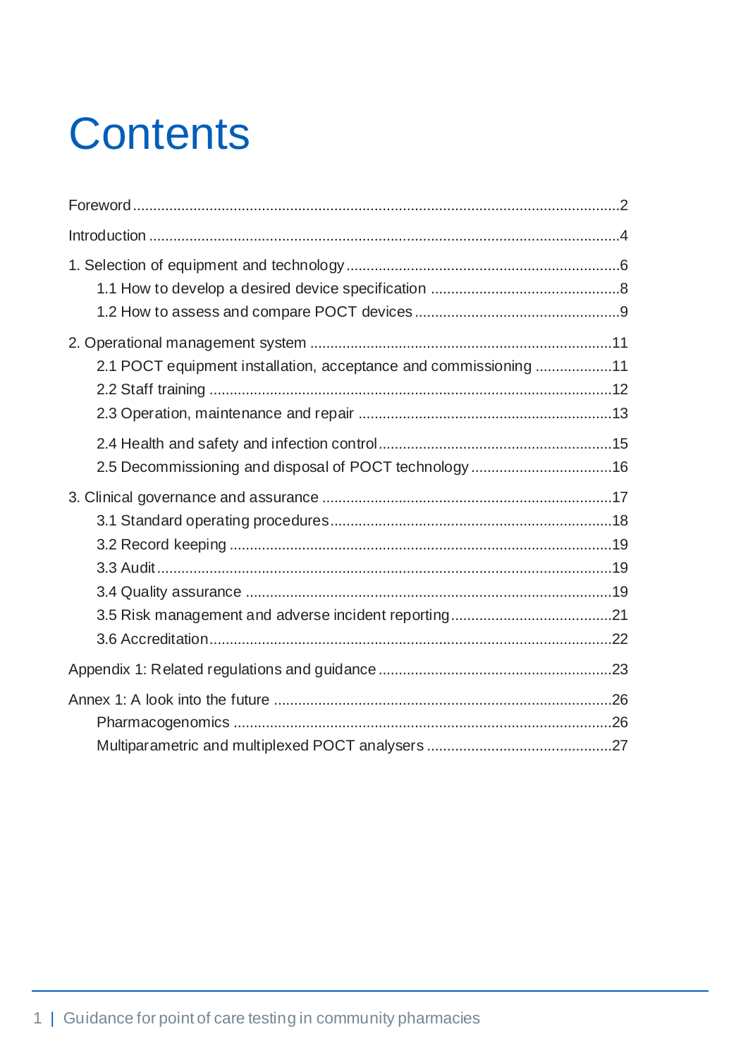# Contents

Foreword ........................................................................................................................2

Introduction ....................................................................................................................4

1. Selection of equipment and technology ....................................................................6
   - 1.1 How to develop a desired device specification ...............................................8
   - 1.2 How to assess and compare POCT devices ....................................................9

2. Operational management system ..........................................................................11
   - 2.1 POCT equipment installation, acceptance and commissioning ...................11
   - 2.2 Staff training ....................................................................................................12
   - 2.3 Operation, maintenance and repair ...............................................................13
   - 2.4 Health and safety and infection control .........................................................15
   - 2.5 Decommissioning and disposal of POCT technology ...................................16

3. Clinical governance and assurance .......................................................................17
   - 3.1 Standard operating procedures .....................................................................18
   - 3.2 Record keeping ..............................................................................................19
   - 3.3 Audit ................................................................................................................19
   - 3.4 Quality assurance ..........................................................................................19
   - 3.5 Risk management and adverse incident reporting ........................................21
   - 3.6 Accreditation ...................................................................................................22

Appendix 1: Related regulations and guidance .........................................................23

Annex 1: A look into the future ...................................................................................26
   - Pharmacogenomics .............................................................................................26
   - Multiparametric and multiplexed POCT analysers ..............................................27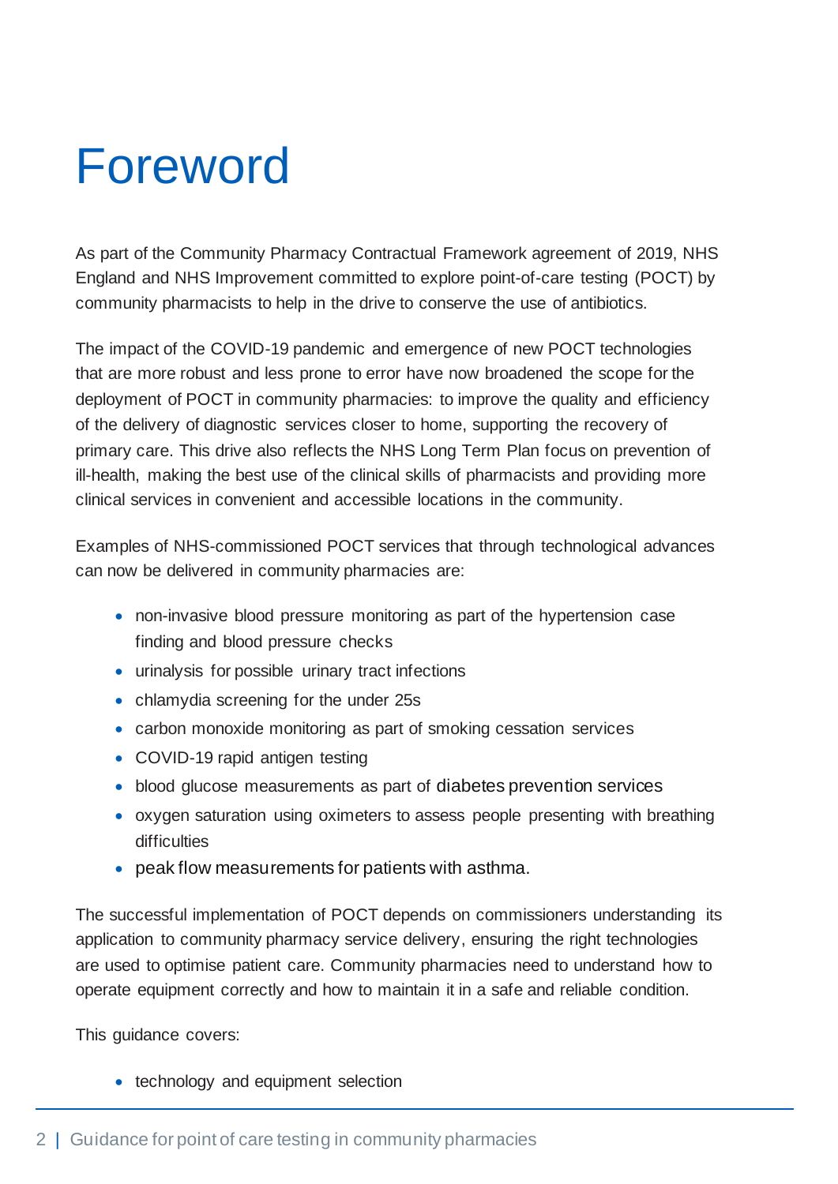# Foreword

As part of the Community Pharmacy Contractual Framework agreement of 2019, NHS England and NHS Improvement committed to explore point-of-care testing (POCT) by community pharmacists to help in the drive to conserve the use of antibiotics.

The impact of the COVID-19 pandemic and emergence of new POCT technologies that are more robust and less prone to error have now broadened the scope for the deployment of POCT in community pharmacies: to improve the quality and efficiency of the delivery of diagnostic services closer to home, supporting the recovery of primary care. This drive also reflects the NHS Long Term Plan focus on prevention of ill-health, making the best use of the clinical skills of pharmacists and providing more clinical services in convenient and accessible locations in the community.

Examples of NHS-commissioned POCT services that through technological advances can now be delivered in community pharmacies are:

- non-invasive blood pressure monitoring as part of the hypertension case finding and blood pressure checks
- urinalysis for possible urinary tract infections
- chlamydia screening for the under 25s
- carbon monoxide monitoring as part of smoking cessation services
- COVID-19 rapid antigen testing
- blood glucose measurements as part of diabetes prevention services
- oxygen saturation using oximeters to assess people presenting with breathing difficulties
- peak flow measurements for patients with asthma.

The successful implementation of POCT depends on commissioners understanding its application to community pharmacy service delivery, ensuring the right technologies are used to optimise patient care. Community pharmacies need to understand how to operate equipment correctly and how to maintain it in a safe and reliable condition.

This guidance covers:

- technology and equipment selection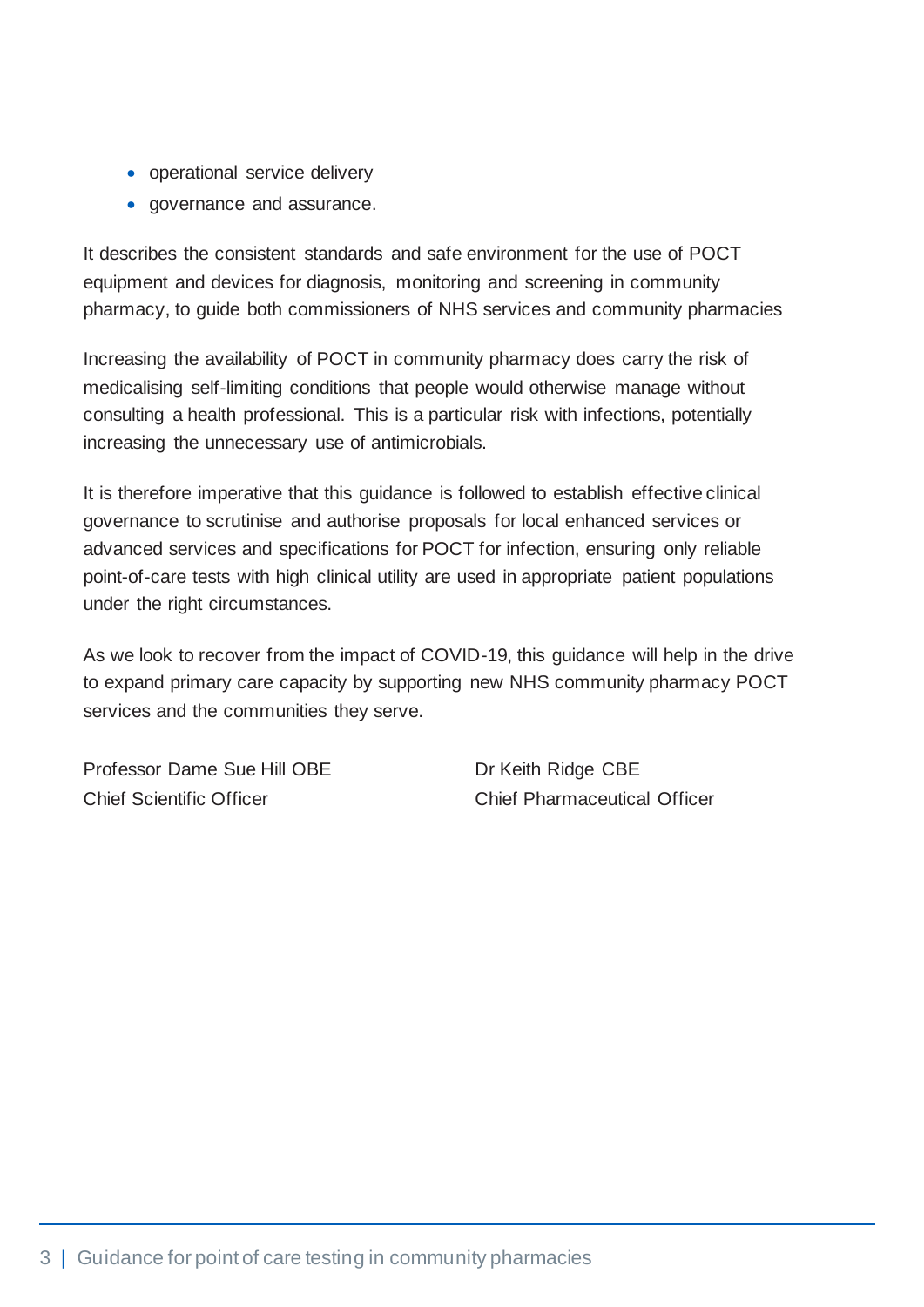- operational service delivery
- governance and assurance.

It describes the consistent standards and safe environment for the use of POCT equipment and devices for diagnosis, monitoring and screening in community pharmacy, to guide both commissioners of NHS services and community pharmacies

Increasing the availability of POCT in community pharmacy does carry the risk of medicalising self-limiting conditions that people would otherwise manage without consulting a health professional. This is a particular risk with infections, potentially increasing the unnecessary use of antimicrobials.

It is therefore imperative that this guidance is followed to establish effective clinical governance to scrutinise and authorise proposals for local enhanced services or advanced services and specifications for POCT for infection, ensuring only reliable point-of-care tests with high clinical utility are used in appropriate patient populations under the right circumstances.

As we look to recover from the impact of COVID-19, this guidance will help in the drive to expand primary care capacity by supporting new NHS community pharmacy POCT services and the communities they serve.

Professor Dame Sue Hill OBE
Chief Scientific Officer

Dr Keith Ridge CBE
Chief Pharmaceutical Officer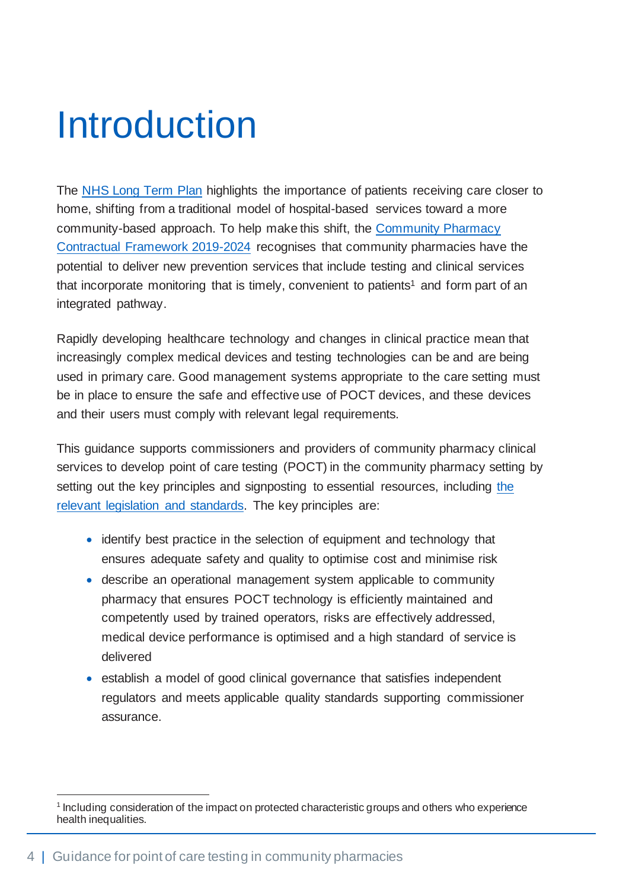# Introduction

The NHS Long Term Plan highlights the importance of patients receiving care closer to home, shifting from a traditional model of hospital-based services toward a more community-based approach. To help make this shift, the Community Pharmacy Contractual Framework 2019-2024 recognises that community pharmacies have the potential to deliver new prevention services that include testing and clinical services that incorporate monitoring that is timely, convenient to patients[1] and form part of an integrated pathway.

Rapidly developing healthcare technology and changes in clinical practice mean that increasingly complex medical devices and testing technologies can be and are being used in primary care. Good management systems appropriate to the care setting must be in place to ensure the safe and effective use of POCT devices, and these devices and their users must comply with relevant legal requirements.

This guidance supports commissioners and providers of community pharmacy clinical services to develop point of care testing (POCT) in the community pharmacy setting by setting out the key principles and signposting to essential resources, including the relevant legislation and standards. The key principles are:

- identify best practice in the selection of equipment and technology that ensures adequate safety and quality to optimise cost and minimise risk
- describe an operational management system applicable to community pharmacy that ensures POCT technology is efficiently maintained and competently used by trained operators, risks are effectively addressed, medical device performance is optimised and a high standard of service is delivered
- establish a model of good clinical governance that satisfies independent regulators and meets applicable quality standards supporting commissioner assurance.

[1] Including consideration of the impact on protected characteristic groups and others who experience health inequalities.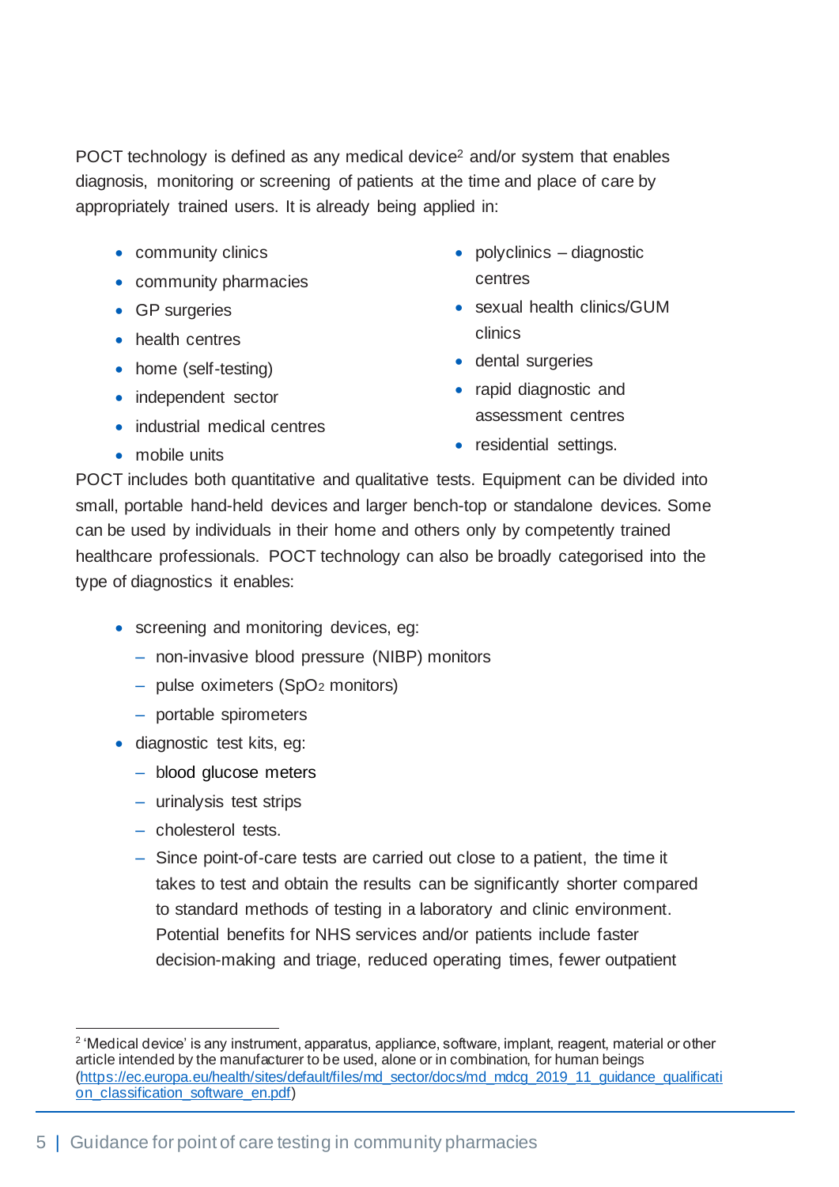POCT technology is defined as any medical device[2] and/or system that enables diagnosis, monitoring or screening of patients at the time and place of care by appropriately trained users. It is already being applied in:

- community clinics
- community pharmacies
- GP surgeries
- health centres
- home (self-testing)
- independent sector
- industrial medical centres
- mobile units
- polyclinics – diagnostic centres
- sexual health clinics/GUM clinics
- dental surgeries
- rapid diagnostic and assessment centres
- residential settings.

POCT includes both quantitative and qualitative tests. Equipment can be divided into small, portable hand-held devices and larger bench-top or standalone devices. Some can be used by individuals in their home and others only by competently trained healthcare professionals. POCT technology can also be broadly categorised into the type of diagnostics it enables:

- screening and monitoring devices, eg:
  - non-invasive blood pressure (NIBP) monitors
  - pulse oximeters ($SpO_2$ monitors)
  - portable spirometers
- diagnostic test kits, eg:
  - blood glucose meters
  - urinalysis test strips
  - cholesterol tests.
  - Since point-of-care tests are carried out close to a patient, the time it takes to test and obtain the results can be significantly shorter compared to standard methods of testing in a laboratory and clinic environment. Potential benefits for NHS services and/or patients include faster decision-making and triage, reduced operating times, fewer outpatient

[2] 'Medical device' is any instrument, apparatus, appliance, software, implant, reagent, material or other article intended by the manufacturer to be used, alone or in combination, for human beings (https://ec.europa.eu/health/sites/default/files/md_sector/docs/md_mdcg_2019_11_guidance_qualification_classification_software_en.pdf)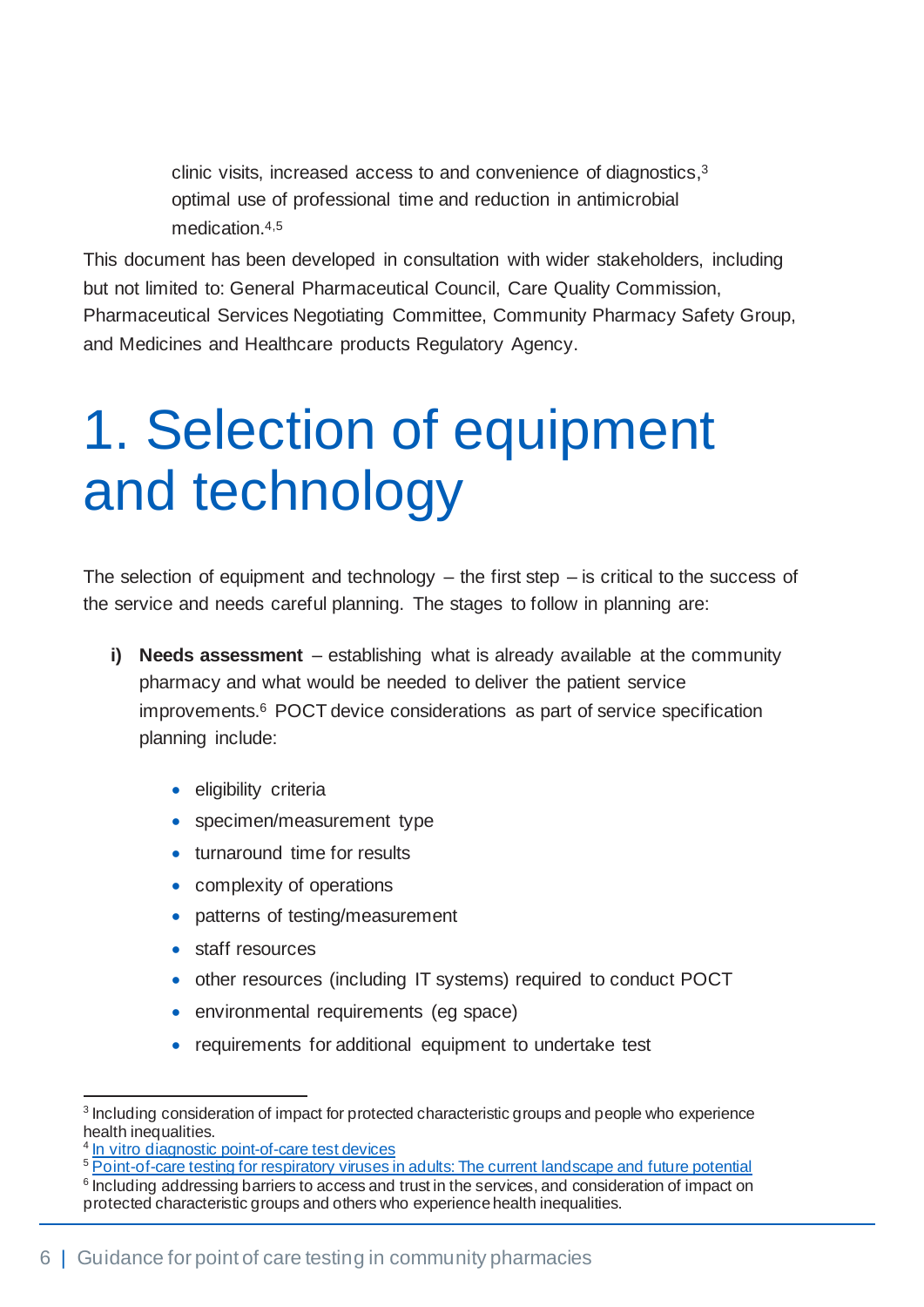clinic visits, increased access to and convenience of diagnostics,[3] optimal use of professional time and reduction in antimicrobial medication.[4,5]

This document has been developed in consultation with wider stakeholders, including but not limited to: General Pharmaceutical Council, Care Quality Commission, Pharmaceutical Services Negotiating Committee, Community Pharmacy Safety Group, and Medicines and Healthcare products Regulatory Agency.

# 1. Selection of equipment and technology

The selection of equipment and technology – the first step – is critical to the success of the service and needs careful planning. The stages to follow in planning are:

**i) Needs assessment** – establishing what is already available at the community pharmacy and what would be needed to deliver the patient service improvements.[6] POCT device considerations as part of service specification planning include:

- eligibility criteria
- specimen/measurement type
- turnaround time for results
- complexity of operations
- patterns of testing/measurement
- staff resources
- other resources (including IT systems) required to conduct POCT
- environmental requirements (eg space)
- requirements for additional equipment to undertake test

---

[3] Including consideration of impact for protected characteristic groups and people who experience health inequalities.

[4] In vitro diagnostic point-of-care test devices

[5] Point-of-care testing for respiratory viruses in adults: The current landscape and future potential

[6] Including addressing barriers to access and trust in the services, and consideration of impact on protected characteristic groups and others who experience health inequalities.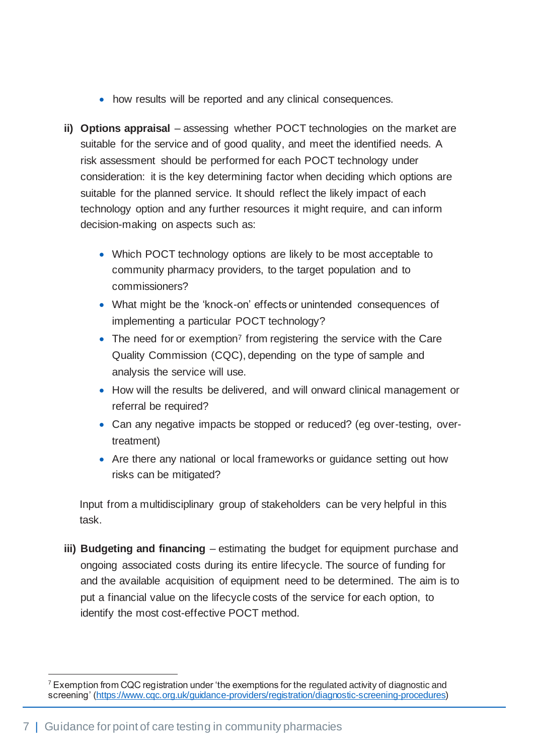- how results will be reported and any clinical consequences.

**ii) Options appraisal** – assessing whether POCT technologies on the market are suitable for the service and of good quality, and meet the identified needs. A risk assessment should be performed for each POCT technology under consideration: it is the key determining factor when deciding which options are suitable for the planned service. It should reflect the likely impact of each technology option and any further resources it might require, and can inform decision-making on aspects such as:

- Which POCT technology options are likely to be most acceptable to community pharmacy providers, to the target population and to commissioners?
- What might be the 'knock-on' effects or unintended consequences of implementing a particular POCT technology?
- The need for or exemption[7] from registering the service with the Care Quality Commission (CQC), depending on the type of sample and analysis the service will use.
- How will the results be delivered, and will onward clinical management or referral be required?
- Can any negative impacts be stopped or reduced? (eg over-testing, over-treatment)
- Are there any national or local frameworks or guidance setting out how risks can be mitigated?

Input from a multidisciplinary group of stakeholders can be very helpful in this task.

**iii) Budgeting and financing** – estimating the budget for equipment purchase and ongoing associated costs during its entire lifecycle. The source of funding for and the available acquisition of equipment need to be determined. The aim is to put a financial value on the lifecycle costs of the service for each option, to identify the most cost-effective POCT method.

---

[7] Exemption from CQC registration under 'the exemptions for the regulated activity of diagnostic and screening' (https://www.cqc.org.uk/guidance-providers/registration/diagnostic-screening-procedures)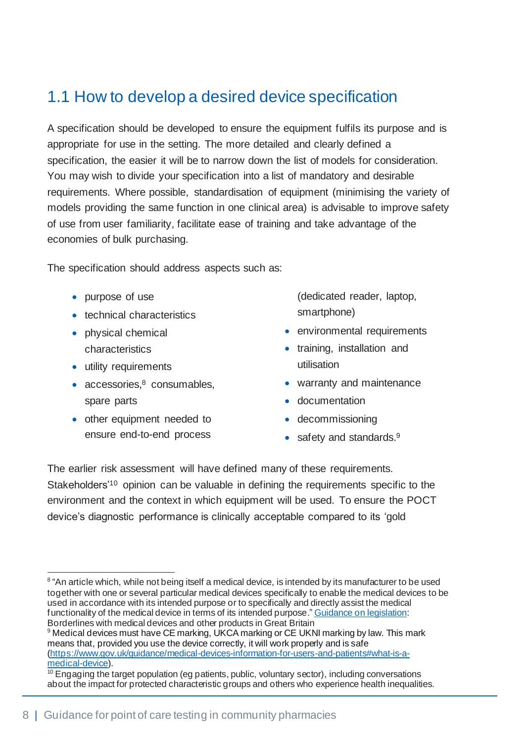## 1.1 How to develop a desired device specification

A specification should be developed to ensure the equipment fulfils its purpose and is appropriate for use in the setting. The more detailed and clearly defined a specification, the easier it will be to narrow down the list of models for consideration. You may wish to divide your specification into a list of mandatory and desirable requirements. Where possible, standardisation of equipment (minimising the variety of models providing the same function in one clinical area) is advisable to improve safety of use from user familiarity, facilitate ease of training and take advantage of the economies of bulk purchasing.

The specification should address aspects such as:

- purpose of use
- technical characteristics
- physical chemical characteristics
- utility requirements
- accessories,[8] consumables, spare parts
- other equipment needed to ensure end-to-end process (dedicated reader, laptop, smartphone)
- environmental requirements
- training, installation and utilisation
- warranty and maintenance
- documentation
- decommissioning
- safety and standards.[9]

The earlier risk assessment will have defined many of these requirements. Stakeholders'[10] opinion can be valuable in defining the requirements specific to the environment and the context in which equipment will be used. To ensure the POCT device's diagnostic performance is clinically acceptable compared to its 'gold

---

[8] "An article which, while not being itself a medical device, is intended by its manufacturer to be used together with one or several particular medical devices specifically to enable the medical devices to be used in accordance with its intended purpose or to specifically and directly assist the medical functionality of the medical device in terms of its intended purpose." [Guidance on legislation](): Borderlines with medical devices and other products in Great Britain

[9] Medical devices must have CE marking, UKCA marking or CE UKNI marking by law. This mark means that, provided you use the device correctly, it will work properly and is safe ([https://www.gov.uk/guidance/medical-devices-information-for-users-and-patients#what-is-a-medical-device](https://www.gov.uk/guidance/medical-devices-information-for-users-and-patients#what-is-a-medical-device)).

[10] Engaging the target population (eg patients, public, voluntary sector), including conversations about the impact for protected characteristic groups and others who experience health inequalities.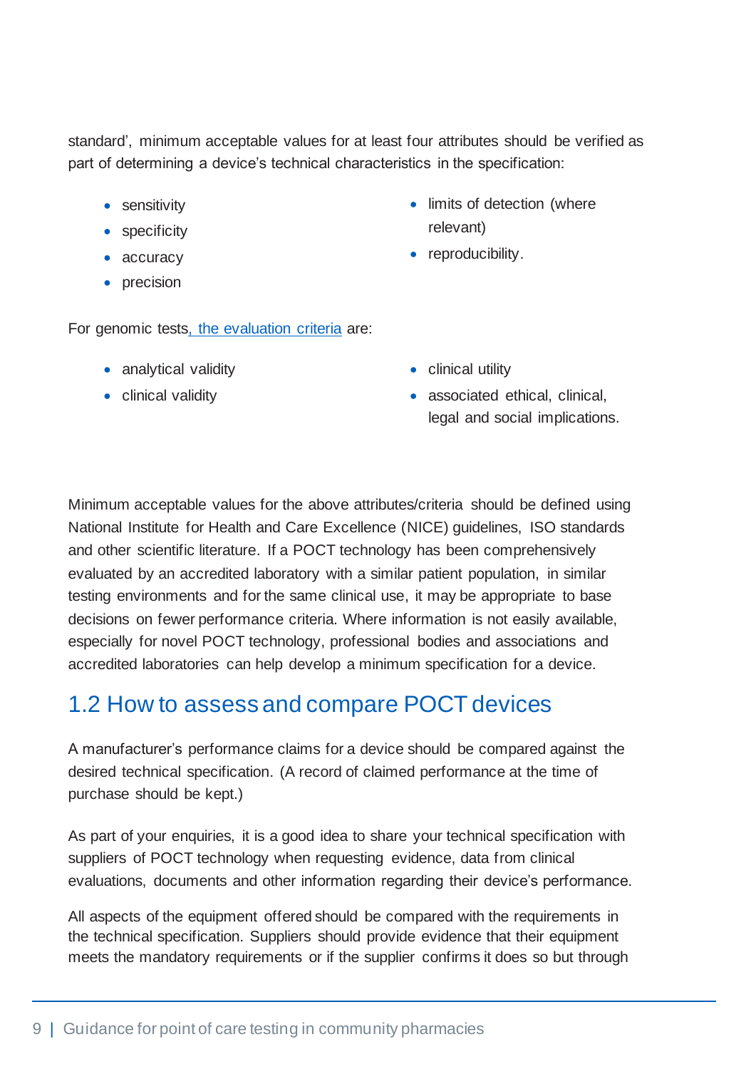standard', minimum acceptable values for at least four attributes should be verified as part of determining a device's technical characteristics in the specification:

- sensitivity
- specificity
- accuracy
- precision
- limits of detection (where relevant)
- reproducibility.

For genomic tests, the evaluation criteria are:

- analytical validity
- clinical validity
- clinical utility
- associated ethical, clinical, legal and social implications.

Minimum acceptable values for the above attributes/criteria should be defined using National Institute for Health and Care Excellence (NICE) guidelines, ISO standards and other scientific literature. If a POCT technology has been comprehensively evaluated by an accredited laboratory with a similar patient population, in similar testing environments and for the same clinical use, it may be appropriate to base decisions on fewer performance criteria. Where information is not easily available, especially for novel POCT technology, professional bodies and associations and accredited laboratories can help develop a minimum specification for a device.

## 1.2 How to assess and compare POCT devices

A manufacturer's performance claims for a device should be compared against the desired technical specification. (A record of claimed performance at the time of purchase should be kept.)

As part of your enquiries, it is a good idea to share your technical specification with suppliers of POCT technology when requesting evidence, data from clinical evaluations, documents and other information regarding their device's performance.

All aspects of the equipment offered should be compared with the requirements in the technical specification. Suppliers should provide evidence that their equipment meets the mandatory requirements or if the supplier confirms it does so but through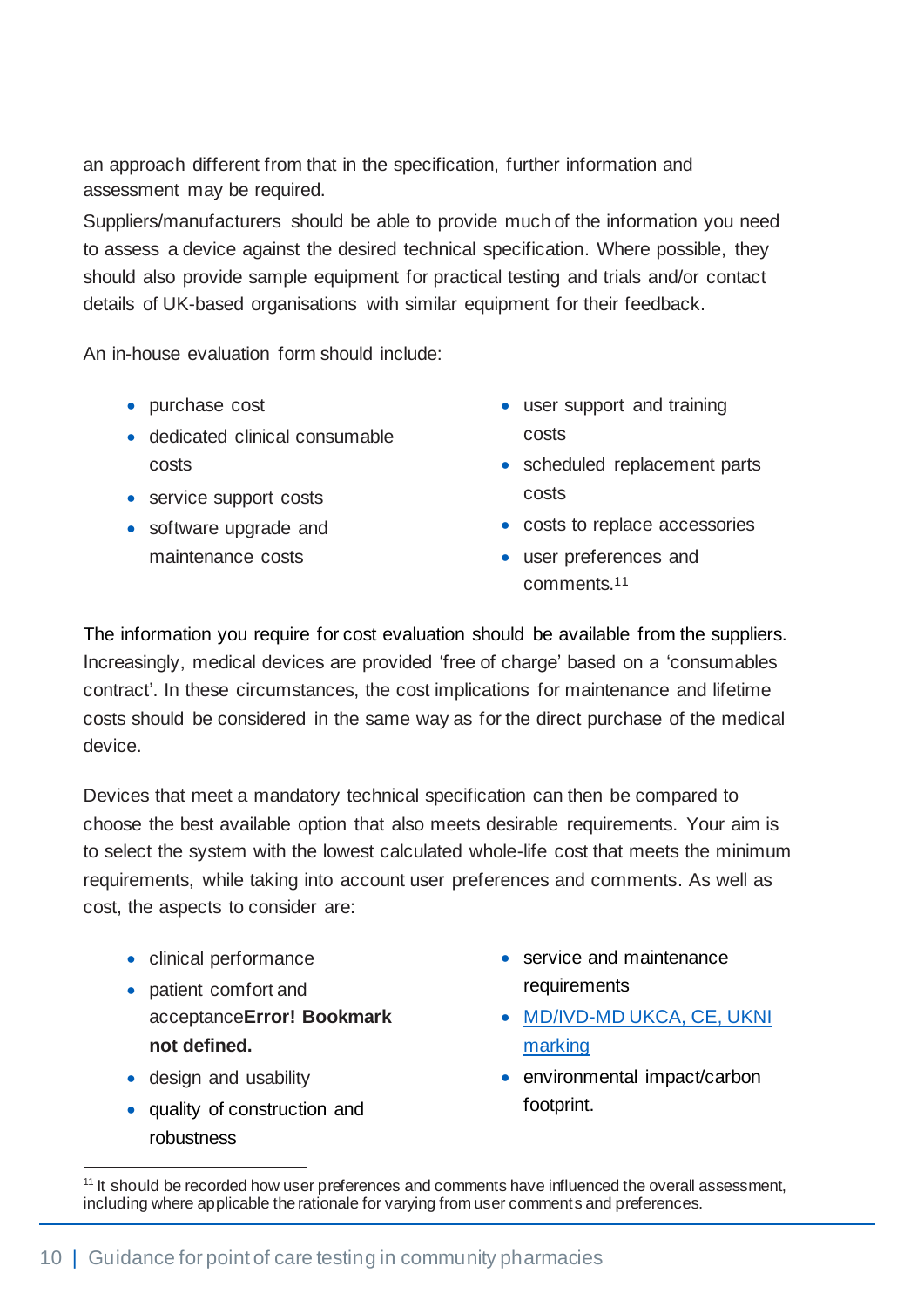an approach different from that in the specification, further information and assessment may be required.

Suppliers/manufacturers should be able to provide much of the information you need to assess a device against the desired technical specification. Where possible, they should also provide sample equipment for practical testing and trials and/or contact details of UK-based organisations with similar equipment for their feedback.

An in-house evaluation form should include:

- purchase cost
- dedicated clinical consumable costs
- service support costs
- software upgrade and maintenance costs
- user support and training costs
- scheduled replacement parts costs
- costs to replace accessories
- user preferences and comments.[11]

The information you require for cost evaluation should be available from the suppliers. Increasingly, medical devices are provided 'free of charge' based on a 'consumables contract'. In these circumstances, the cost implications for maintenance and lifetime costs should be considered in the same way as for the direct purchase of the medical device.

Devices that meet a mandatory technical specification can then be compared to choose the best available option that also meets desirable requirements. Your aim is to select the system with the lowest calculated whole-life cost that meets the minimum requirements, while taking into account user preferences and comments. As well as cost, the aspects to consider are:

- clinical performance
- patient comfort and acceptance**Error! Bookmark not defined.**
- design and usability
- quality of construction and robustness
- service and maintenance requirements
- MD/IVD-MD UKCA, CE, UKNI marking
- environmental impact/carbon footprint.

[11] It should be recorded how user preferences and comments have influenced the overall assessment, including where applicable the rationale for varying from user comments and preferences.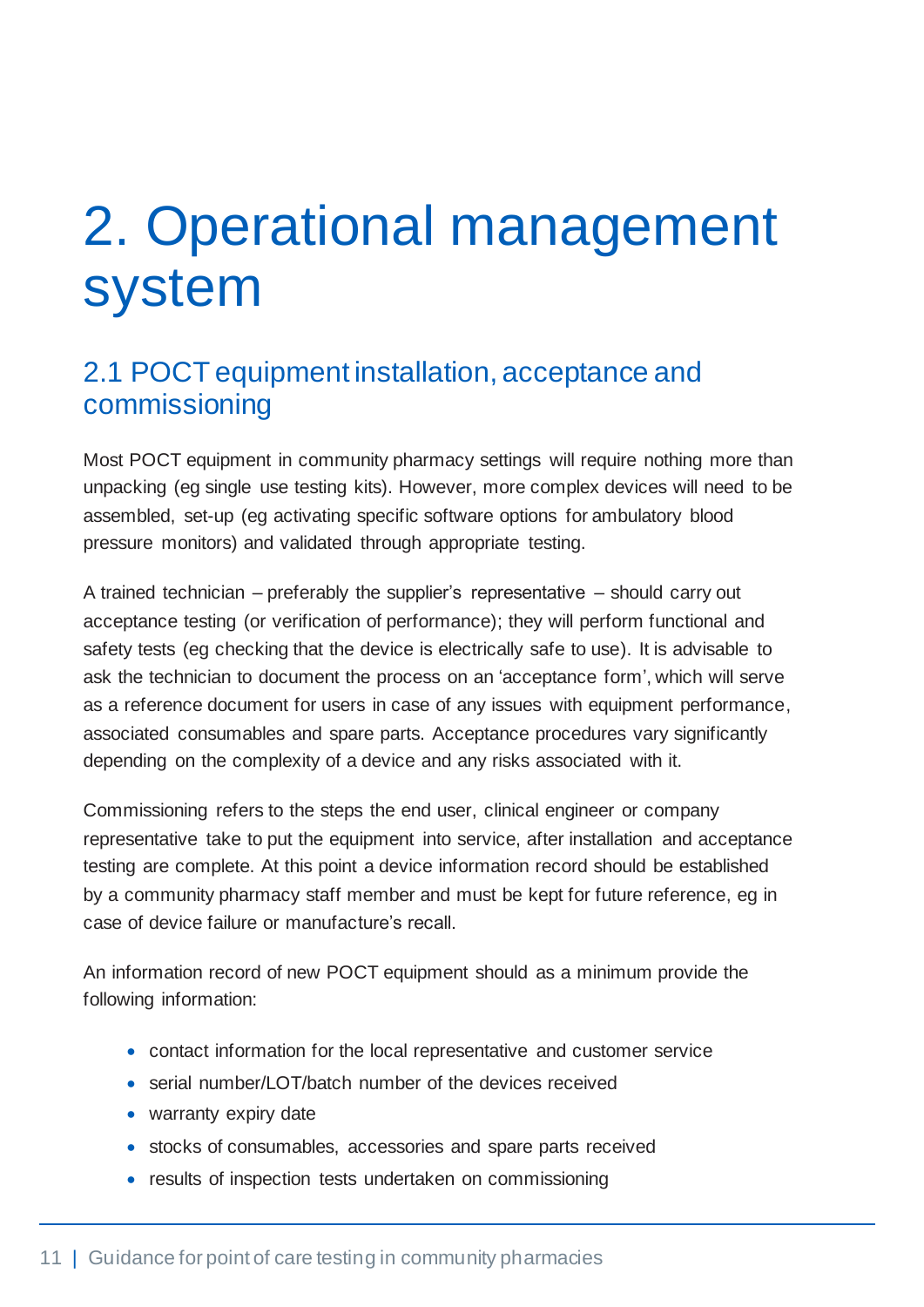# 2. Operational management system

## 2.1 POCT equipment installation, acceptance and commissioning

Most POCT equipment in community pharmacy settings will require nothing more than unpacking (eg single use testing kits). However, more complex devices will need to be assembled, set-up (eg activating specific software options for ambulatory blood pressure monitors) and validated through appropriate testing.

A trained technician – preferably the supplier's representative – should carry out acceptance testing (or verification of performance); they will perform functional and safety tests (eg checking that the device is electrically safe to use). It is advisable to ask the technician to document the process on an 'acceptance form', which will serve as a reference document for users in case of any issues with equipment performance, associated consumables and spare parts. Acceptance procedures vary significantly depending on the complexity of a device and any risks associated with it.

Commissioning refers to the steps the end user, clinical engineer or company representative take to put the equipment into service, after installation and acceptance testing are complete. At this point a device information record should be established by a community pharmacy staff member and must be kept for future reference, eg in case of device failure or manufacture's recall.

An information record of new POCT equipment should as a minimum provide the following information:

- contact information for the local representative and customer service
- serial number/LOT/batch number of the devices received
- warranty expiry date
- stocks of consumables, accessories and spare parts received
- results of inspection tests undertaken on commissioning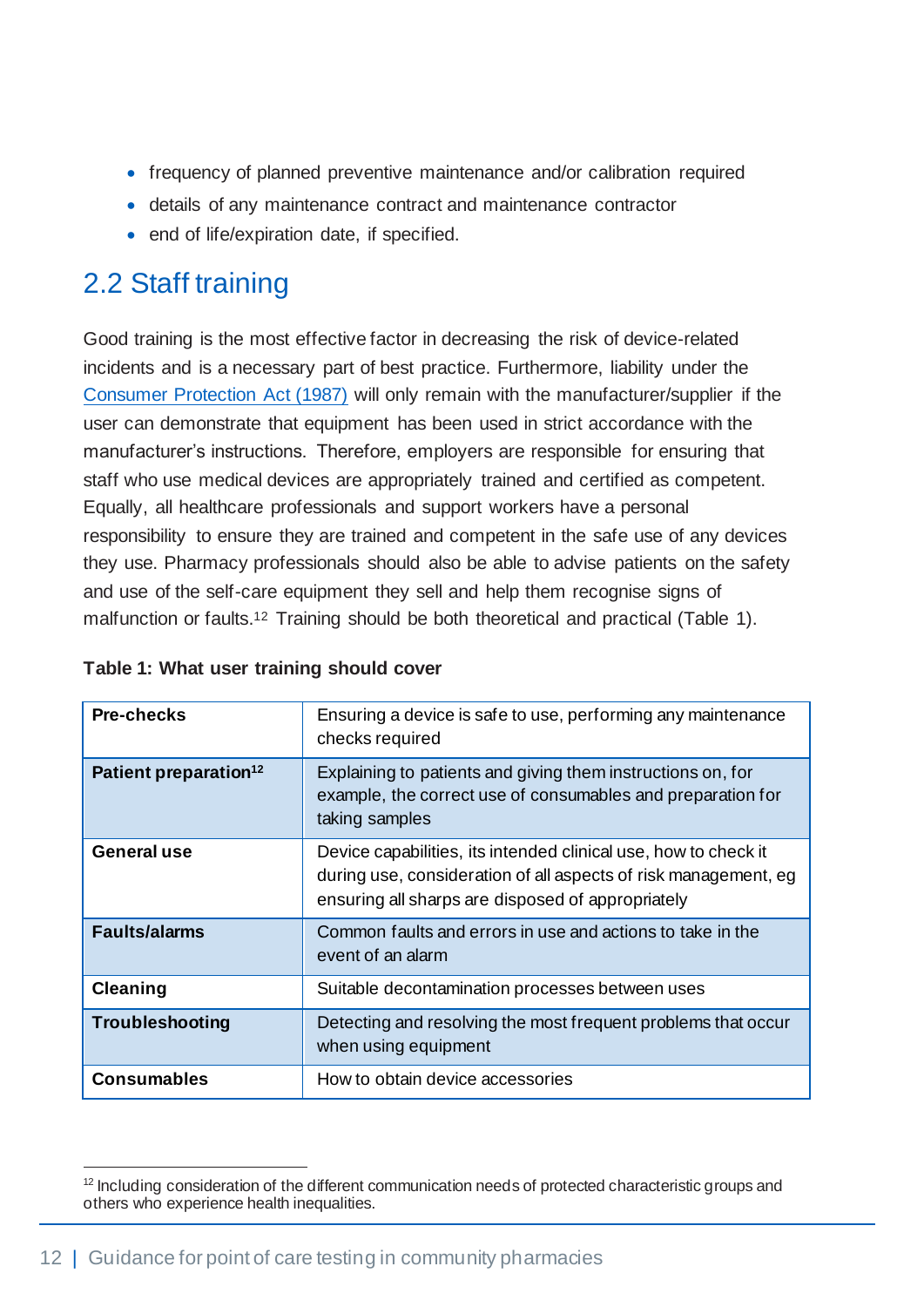- frequency of planned preventive maintenance and/or calibration required
- details of any maintenance contract and maintenance contractor
- end of life/expiration date, if specified.

## 2.2 Staff training

Good training is the most effective factor in decreasing the risk of device-related incidents and is a necessary part of best practice. Furthermore, liability under the Consumer Protection Act (1987) will only remain with the manufacturer/supplier if the user can demonstrate that equipment has been used in strict accordance with the manufacturer's instructions. Therefore, employers are responsible for ensuring that staff who use medical devices are appropriately trained and certified as competent. Equally, all healthcare professionals and support workers have a personal responsibility to ensure they are trained and competent in the safe use of any devices they use. Pharmacy professionals should also be able to advise patients on the safety and use of the self-care equipment they sell and help them recognise signs of malfunction or faults.[12] Training should be both theoretical and practical (Table 1).

**Table 1: What user training should cover**

| | |
|---|---|
| **Pre-checks** | Ensuring a device is safe to use, performing any maintenance checks required |
| **Patient preparation[12]** | Explaining to patients and giving them instructions on, for example, the correct use of consumables and preparation for taking samples |
| **General use** | Device capabilities, its intended clinical use, how to check it during use, consideration of all aspects of risk management, eg ensuring all sharps are disposed of appropriately |
| **Faults/alarms** | Common faults and errors in use and actions to take in the event of an alarm |
| **Cleaning** | Suitable decontamination processes between uses |
| **Troubleshooting** | Detecting and resolving the most frequent problems that occur when using equipment |
| **Consumables** | How to obtain device accessories |

[12] Including consideration of the different communication needs of protected characteristic groups and others who experience health inequalities.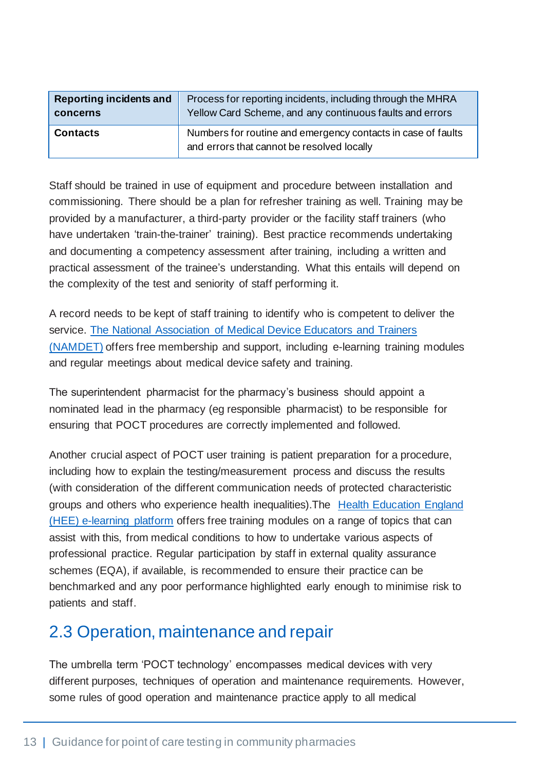| Reporting incidents and concerns | Process for reporting incidents, including through the MHRA Yellow Card Scheme, and any continuous faults and errors |
|---|---|
| **Contacts** | Numbers for routine and emergency contacts in case of faults and errors that cannot be resolved locally |

Staff should be trained in use of equipment and procedure between installation and commissioning. There should be a plan for refresher training as well. Training may be provided by a manufacturer, a third-party provider or the facility staff trainers (who have undertaken 'train-the-trainer' training). Best practice recommends undertaking and documenting a competency assessment after training, including a written and practical assessment of the trainee's understanding. What this entails will depend on the complexity of the test and seniority of staff performing it.

A record needs to be kept of staff training to identify who is competent to deliver the service. The National Association of Medical Device Educators and Trainers (NAMDET) offers free membership and support, including e-learning training modules and regular meetings about medical device safety and training.

The superintendent pharmacist for the pharmacy's business should appoint a nominated lead in the pharmacy (eg responsible pharmacist) to be responsible for ensuring that POCT procedures are correctly implemented and followed.

Another crucial aspect of POCT user training is patient preparation for a procedure, including how to explain the testing/measurement process and discuss the results (with consideration of the different communication needs of protected characteristic groups and others who experience health inequalities).The Health Education England (HEE) e-learning platform offers free training modules on a range of topics that can assist with this, from medical conditions to how to undertake various aspects of professional practice. Regular participation by staff in external quality assurance schemes (EQA), if available, is recommended to ensure their practice can be benchmarked and any poor performance highlighted early enough to minimise risk to patients and staff.

## 2.3 Operation, maintenance and repair

The umbrella term 'POCT technology' encompasses medical devices with very different purposes, techniques of operation and maintenance requirements. However, some rules of good operation and maintenance practice apply to all medical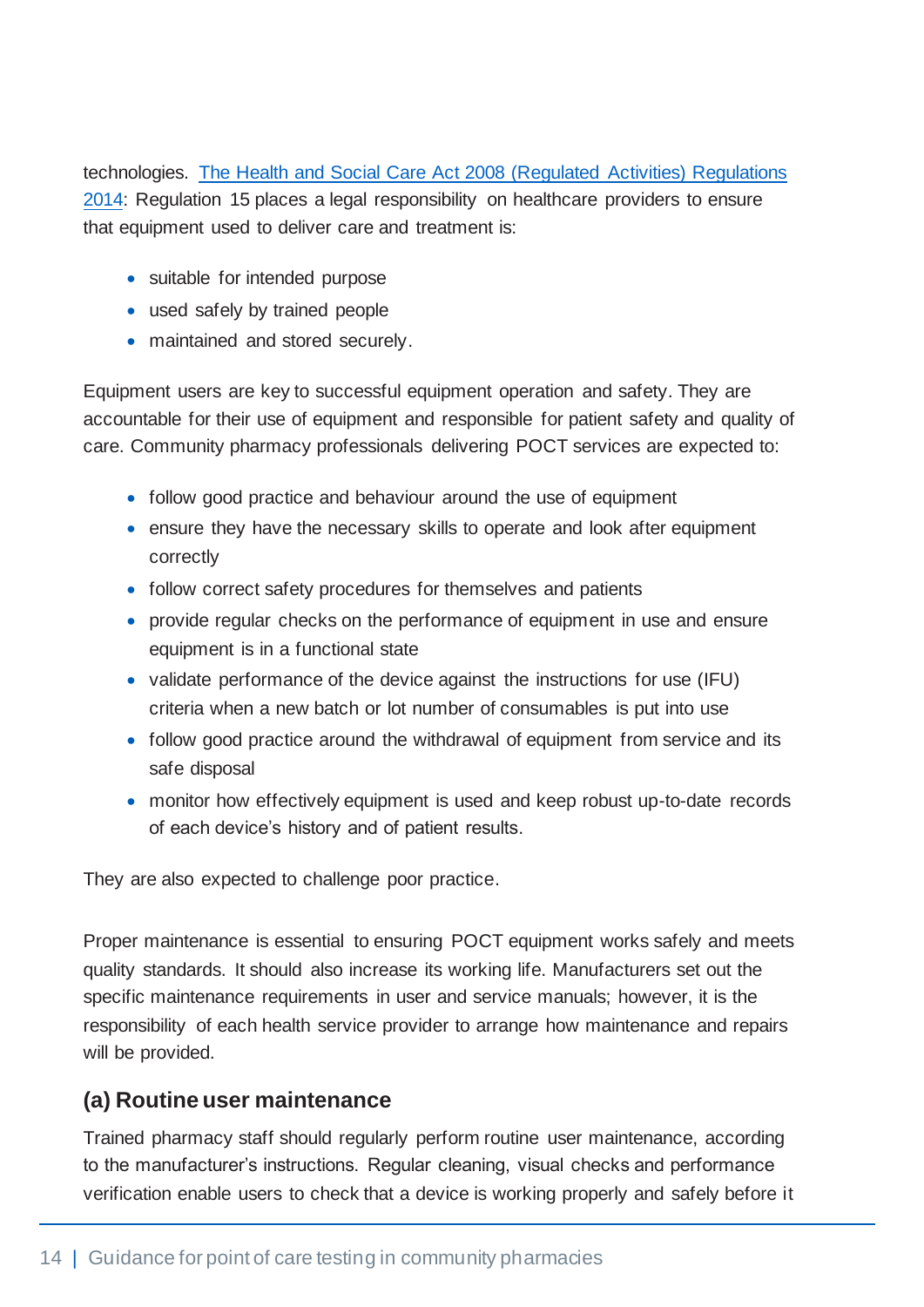technologies. [The Health and Social Care Act 2008 (Regulated Activities) Regulations 2014](): Regulation 15 places a legal responsibility on healthcare providers to ensure that equipment used to deliver care and treatment is:

- suitable for intended purpose
- used safely by trained people
- maintained and stored securely.

Equipment users are key to successful equipment operation and safety. They are accountable for their use of equipment and responsible for patient safety and quality of care. Community pharmacy professionals delivering POCT services are expected to:

- follow good practice and behaviour around the use of equipment
- ensure they have the necessary skills to operate and look after equipment correctly
- follow correct safety procedures for themselves and patients
- provide regular checks on the performance of equipment in use and ensure equipment is in a functional state
- validate performance of the device against the instructions for use (IFU) criteria when a new batch or lot number of consumables is put into use
- follow good practice around the withdrawal of equipment from service and its safe disposal
- monitor how effectively equipment is used and keep robust up-to-date records of each device's history and of patient results.

They are also expected to challenge poor practice.

Proper maintenance is essential to ensuring POCT equipment works safely and meets quality standards. It should also increase its working life. Manufacturers set out the specific maintenance requirements in user and service manuals; however, it is the responsibility of each health service provider to arrange how maintenance and repairs will be provided.

### (a) Routine user maintenance

Trained pharmacy staff should regularly perform routine user maintenance, according to the manufacturer's instructions. Regular cleaning, visual checks and performance verification enable users to check that a device is working properly and safely before it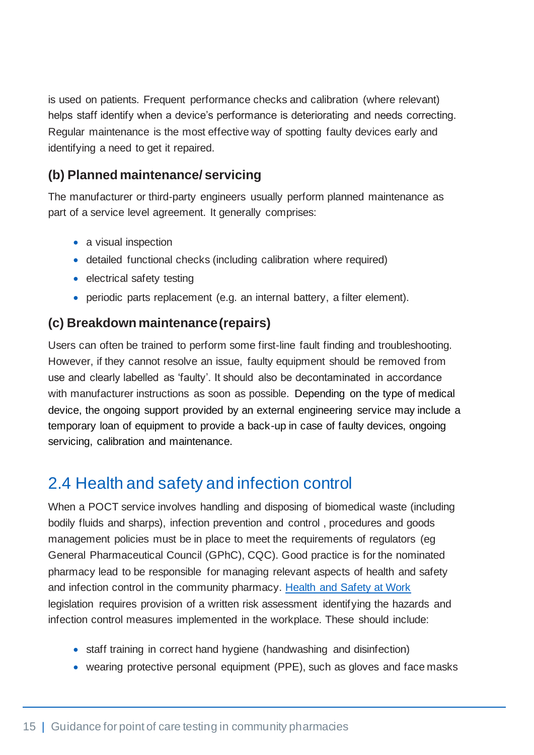is used on patients. Frequent performance checks and calibration (where relevant) helps staff identify when a device's performance is deteriorating and needs correcting. Regular maintenance is the most effective way of spotting faulty devices early and identifying a need to get it repaired.

### (b) Planned maintenance/ servicing

The manufacturer or third-party engineers usually perform planned maintenance as part of a service level agreement. It generally comprises:

- a visual inspection
- detailed functional checks (including calibration where required)
- electrical safety testing
- periodic parts replacement (e.g. an internal battery, a filter element).

### (c) Breakdown maintenance (repairs)

Users can often be trained to perform some first-line fault finding and troubleshooting. However, if they cannot resolve an issue, faulty equipment should be removed from use and clearly labelled as 'faulty'. It should also be decontaminated in accordance with manufacturer instructions as soon as possible. Depending on the type of medical device, the ongoing support provided by an external engineering service may include a temporary loan of equipment to provide a back-up in case of faulty devices, ongoing servicing, calibration and maintenance.

## 2.4 Health and safety and infection control

When a POCT service involves handling and disposing of biomedical waste (including bodily fluids and sharps), infection prevention and control , procedures and goods management policies must be in place to meet the requirements of regulators (eg General Pharmaceutical Council (GPhC), CQC). Good practice is for the nominated pharmacy lead to be responsible for managing relevant aspects of health and safety and infection control in the community pharmacy. [Health and Safety at Work] legislation requires provision of a written risk assessment identifying the hazards and infection control measures implemented in the workplace. These should include:

- staff training in correct hand hygiene (handwashing and disinfection)
- wearing protective personal equipment (PPE), such as gloves and face masks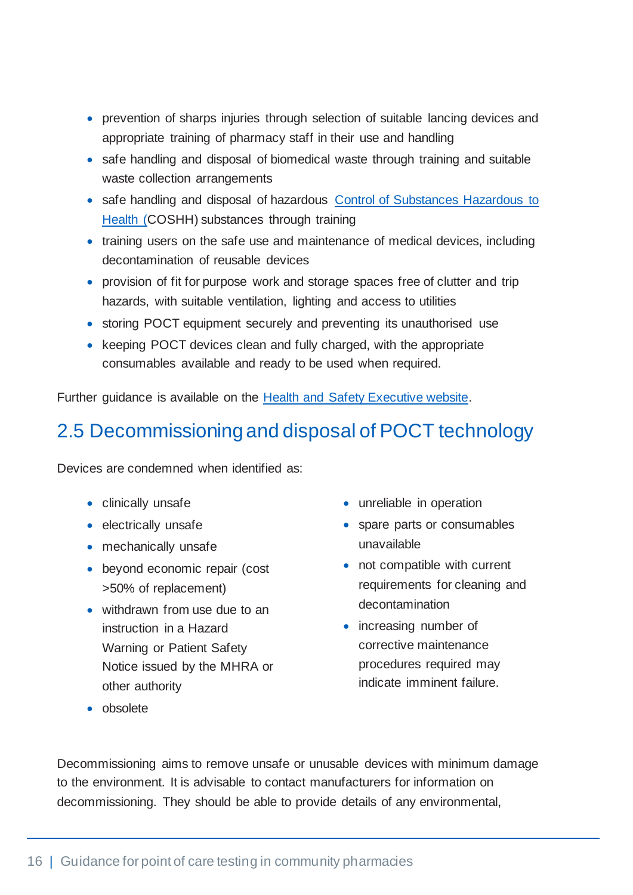- prevention of sharps injuries through selection of suitable lancing devices and appropriate training of pharmacy staff in their use and handling
- safe handling and disposal of biomedical waste through training and suitable waste collection arrangements
- safe handling and disposal of hazardous [Control of Substances Hazardous to Health (](#)COSHH) substances through training
- training users on the safe use and maintenance of medical devices, including decontamination of reusable devices
- provision of fit for purpose work and storage spaces free of clutter and trip hazards, with suitable ventilation, lighting and access to utilities
- storing POCT equipment securely and preventing its unauthorised use
- keeping POCT devices clean and fully charged, with the appropriate consumables available and ready to be used when required.

Further guidance is available on the [Health and Safety Executive website](#).

## 2.5 Decommissioning and disposal of POCT technology

Devices are condemned when identified as:

- clinically unsafe
- electrically unsafe
- mechanically unsafe
- beyond economic repair (cost >50% of replacement)
- withdrawn from use due to an instruction in a Hazard Warning or Patient Safety Notice issued by the MHRA or other authority
- obsolete
- unreliable in operation
- spare parts or consumables unavailable
- not compatible with current requirements for cleaning and decontamination
- increasing number of corrective maintenance procedures required may indicate imminent failure.

Decommissioning aims to remove unsafe or unusable devices with minimum damage to the environment. It is advisable to contact manufacturers for information on decommissioning. They should be able to provide details of any environmental,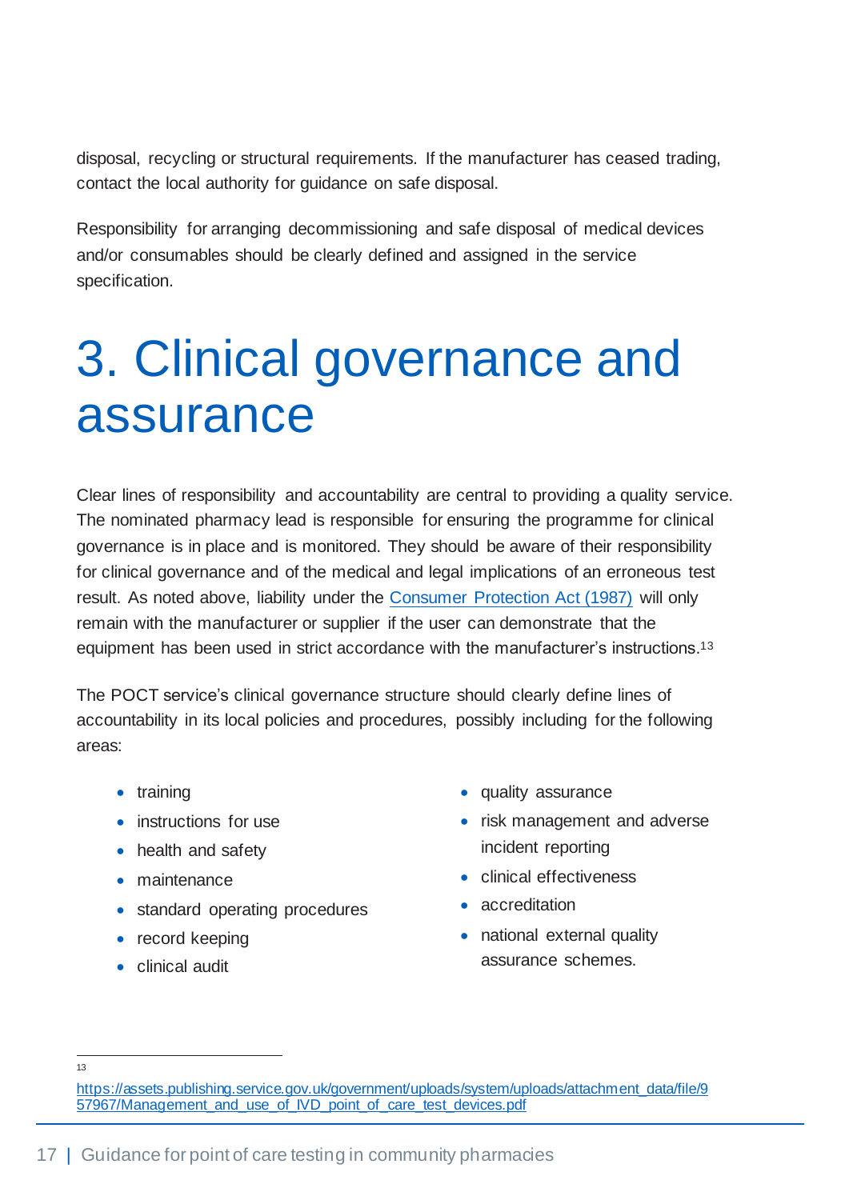disposal, recycling or structural requirements. If the manufacturer has ceased trading, contact the local authority for guidance on safe disposal.

Responsibility for arranging decommissioning and safe disposal of medical devices and/or consumables should be clearly defined and assigned in the service specification.

# 3. Clinical governance and assurance

Clear lines of responsibility and accountability are central to providing a quality service. The nominated pharmacy lead is responsible for ensuring the programme for clinical governance is in place and is monitored. They should be aware of their responsibility for clinical governance and of the medical and legal implications of an erroneous test result. As noted above, liability under the [Consumer Protection Act (1987)](https://www.legislation.gov.uk/ukpga/1987/43) will only remain with the manufacturer or supplier if the user can demonstrate that the equipment has been used in strict accordance with the manufacturer's instructions.[13]

The POCT service's clinical governance structure should clearly define lines of accountability in its local policies and procedures, possibly including for the following areas:

- training
- instructions for use
- health and safety
- maintenance
- standard operating procedures
- record keeping
- clinical audit
- quality assurance
- risk management and adverse incident reporting
- clinical effectiveness
- accreditation
- national external quality assurance schemes.

---

[13] https://assets.publishing.service.gov.uk/government/uploads/system/uploads/attachment_data/file/957967/Management_and_use_of_IVD_point_of_care_test_devices.pdf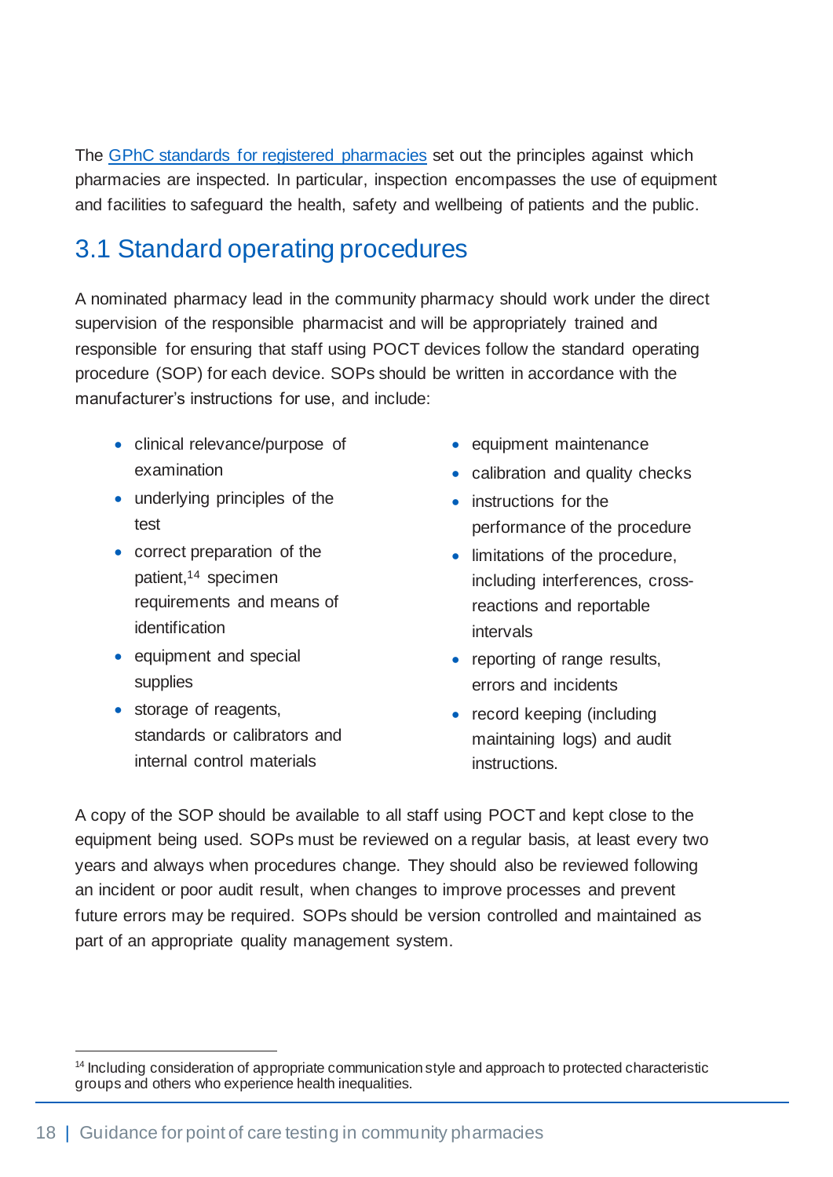The [GPhC standards for registered pharmacies](GPhC standards for registered pharmacies) set out the principles against which pharmacies are inspected. In particular, inspection encompasses the use of equipment and facilities to safeguard the health, safety and wellbeing of patients and the public.

## 3.1 Standard operating procedures

A nominated pharmacy lead in the community pharmacy should work under the direct supervision of the responsible pharmacist and will be appropriately trained and responsible for ensuring that staff using POCT devices follow the standard operating procedure (SOP) for each device. SOPs should be written in accordance with the manufacturer's instructions for use, and include:

- clinical relevance/purpose of examination
- underlying principles of the test
- correct preparation of the patient,[14] specimen requirements and means of identification
- equipment and special supplies
- storage of reagents, standards or calibrators and internal control materials
- equipment maintenance
- calibration and quality checks
- instructions for the performance of the procedure
- limitations of the procedure, including interferences, cross-reactions and reportable intervals
- reporting of range results, errors and incidents
- record keeping (including maintaining logs) and audit instructions.

A copy of the SOP should be available to all staff using POCT and kept close to the equipment being used. SOPs must be reviewed on a regular basis, at least every two years and always when procedures change. They should also be reviewed following an incident or poor audit result, when changes to improve processes and prevent future errors may be required. SOPs should be version controlled and maintained as part of an appropriate quality management system.

[14] Including consideration of appropriate communication style and approach to protected characteristic groups and others who experience health inequalities.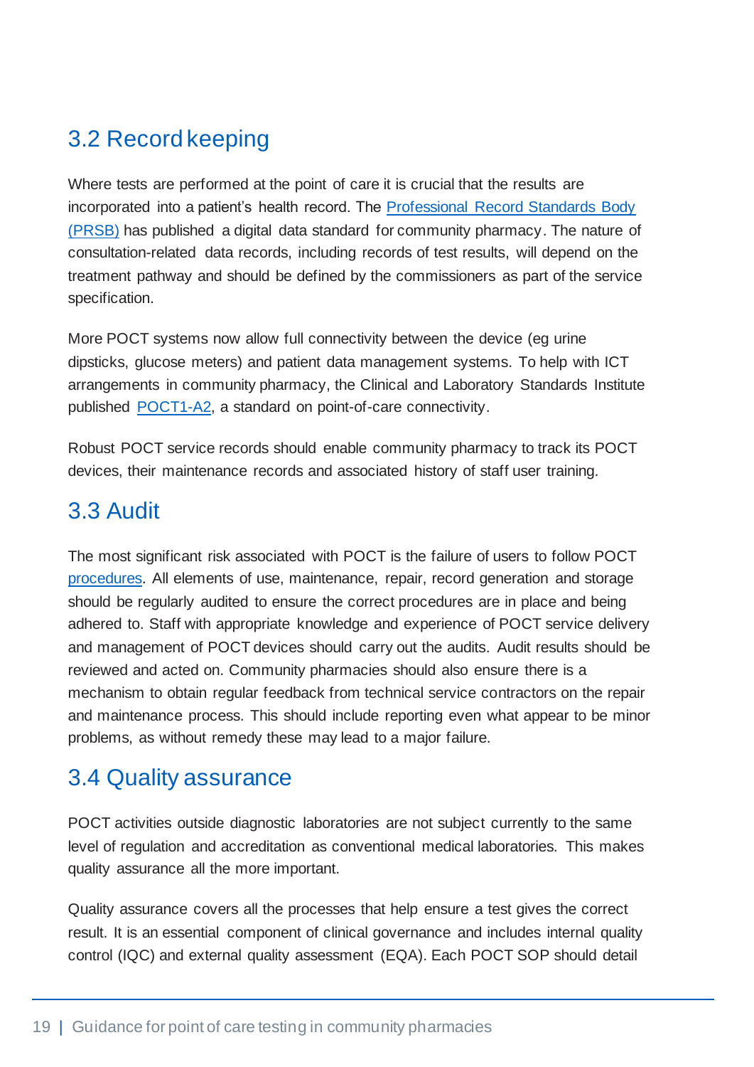## 3.2 Record keeping

Where tests are performed at the point of care it is crucial that the results are incorporated into a patient's health record. The Professional Record Standards Body (PRSB) has published a digital data standard for community pharmacy. The nature of consultation-related data records, including records of test results, will depend on the treatment pathway and should be defined by the commissioners as part of the service specification.

More POCT systems now allow full connectivity between the device (eg urine dipsticks, glucose meters) and patient data management systems. To help with ICT arrangements in community pharmacy, the Clinical and Laboratory Standards Institute published POCT1-A2, a standard on point-of-care connectivity.

Robust POCT service records should enable community pharmacy to track its POCT devices, their maintenance records and associated history of staff user training.

## 3.3 Audit

The most significant risk associated with POCT is the failure of users to follow POCT procedures. All elements of use, maintenance, repair, record generation and storage should be regularly audited to ensure the correct procedures are in place and being adhered to. Staff with appropriate knowledge and experience of POCT service delivery and management of POCT devices should carry out the audits. Audit results should be reviewed and acted on. Community pharmacies should also ensure there is a mechanism to obtain regular feedback from technical service contractors on the repair and maintenance process. This should include reporting even what appear to be minor problems, as without remedy these may lead to a major failure.

## 3.4 Quality assurance

POCT activities outside diagnostic laboratories are not subject currently to the same level of regulation and accreditation as conventional medical laboratories. This makes quality assurance all the more important.

Quality assurance covers all the processes that help ensure a test gives the correct result. It is an essential component of clinical governance and includes internal quality control (IQC) and external quality assessment (EQA). Each POCT SOP should detail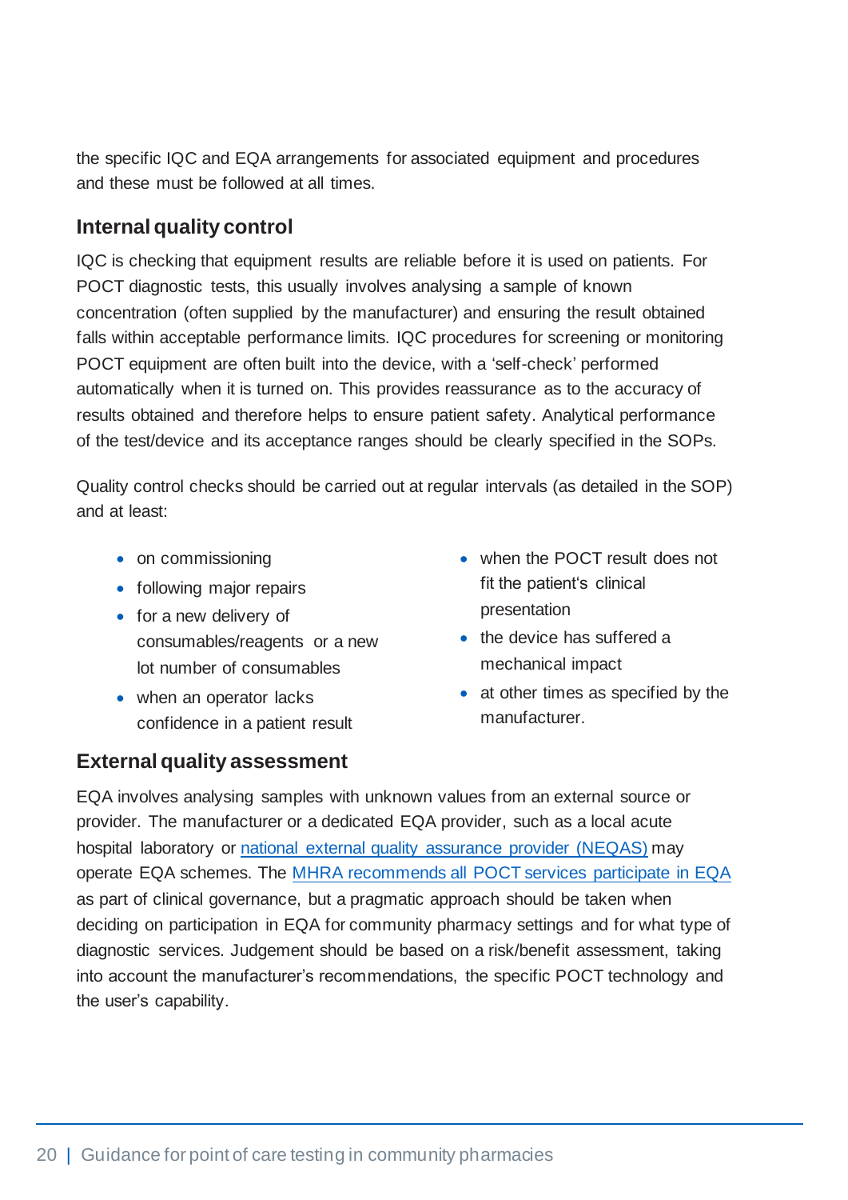the specific IQC and EQA arrangements for associated equipment and procedures and these must be followed at all times.

### Internal quality control

IQC is checking that equipment results are reliable before it is used on patients. For POCT diagnostic tests, this usually involves analysing a sample of known concentration (often supplied by the manufacturer) and ensuring the result obtained falls within acceptable performance limits. IQC procedures for screening or monitoring POCT equipment are often built into the device, with a 'self-check' performed automatically when it is turned on. This provides reassurance as to the accuracy of results obtained and therefore helps to ensure patient safety. Analytical performance of the test/device and its acceptance ranges should be clearly specified in the SOPs.

Quality control checks should be carried out at regular intervals (as detailed in the SOP) and at least:

- on commissioning
- following major repairs
- for a new delivery of consumables/reagents or a new lot number of consumables
- when an operator lacks confidence in a patient result
- when the POCT result does not fit the patient's clinical presentation
- the device has suffered a mechanical impact
- at other times as specified by the manufacturer.

### External quality assessment

EQA involves analysing samples with unknown values from an external source or provider. The manufacturer or a dedicated EQA provider, such as a local acute hospital laboratory or national external quality assurance provider (NEQAS) may operate EQA schemes. The MHRA recommends all POCT services participate in EQA as part of clinical governance, but a pragmatic approach should be taken when deciding on participation in EQA for community pharmacy settings and for what type of diagnostic services. Judgement should be based on a risk/benefit assessment, taking into account the manufacturer's recommendations, the specific POCT technology and the user's capability.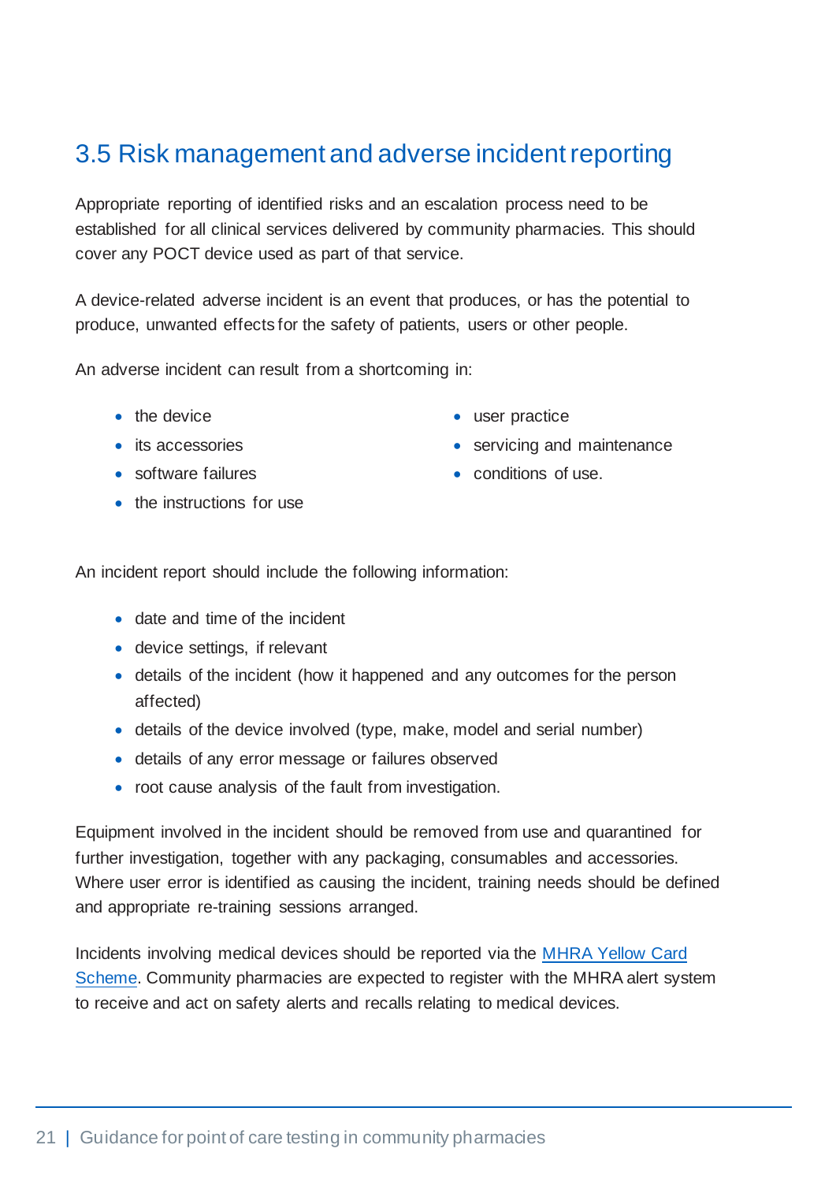## 3.5 Risk management and adverse incident reporting

Appropriate reporting of identified risks and an escalation process need to be established for all clinical services delivered by community pharmacies. This should cover any POCT device used as part of that service.

A device-related adverse incident is an event that produces, or has the potential to produce, unwanted effects for the safety of patients, users or other people.

An adverse incident can result from a shortcoming in:

- the device
- its accessories
- software failures
- the instructions for use
- user practice
- servicing and maintenance
- conditions of use.

An incident report should include the following information:

- date and time of the incident
- device settings, if relevant
- details of the incident (how it happened and any outcomes for the person affected)
- details of the device involved (type, make, model and serial number)
- details of any error message or failures observed
- root cause analysis of the fault from investigation.

Equipment involved in the incident should be removed from use and quarantined for further investigation, together with any packaging, consumables and accessories. Where user error is identified as causing the incident, training needs should be defined and appropriate re-training sessions arranged.

Incidents involving medical devices should be reported via the MHRA Yellow Card Scheme. Community pharmacies are expected to register with the MHRA alert system to receive and act on safety alerts and recalls relating to medical devices.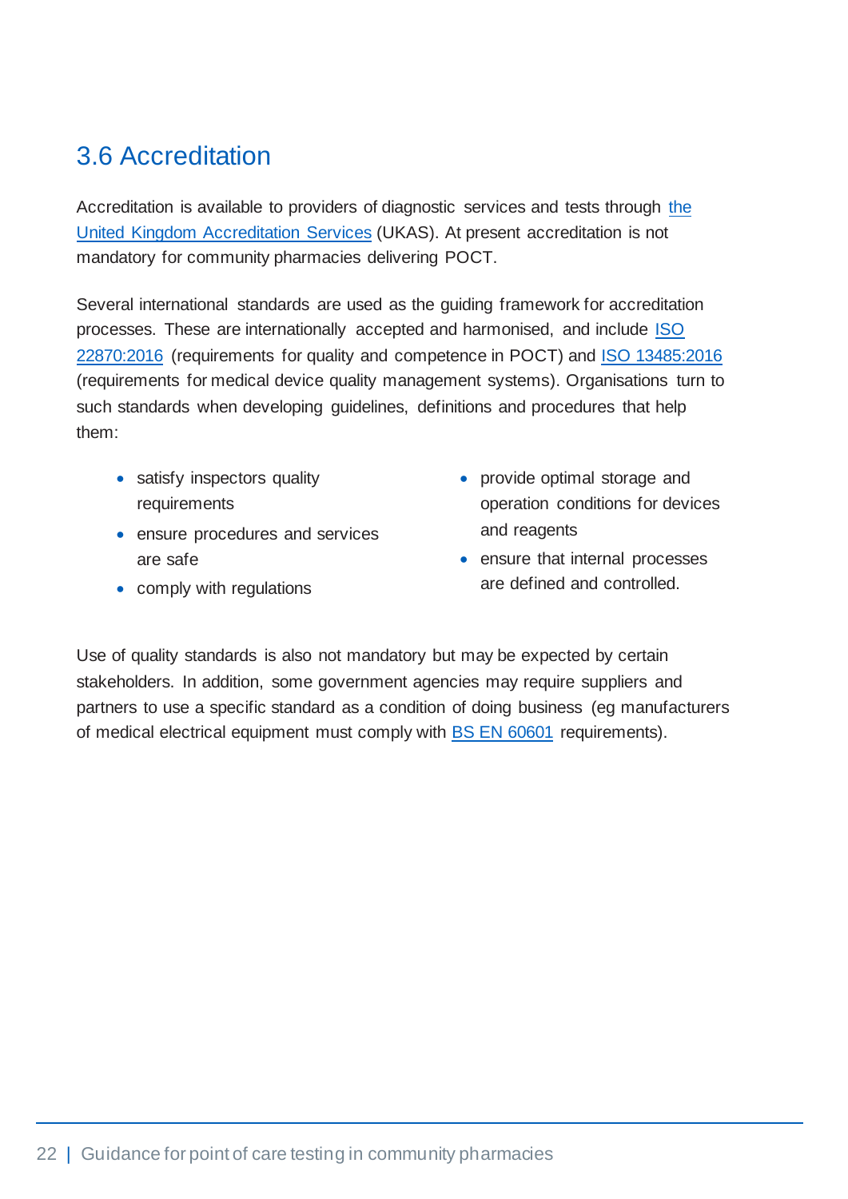## 3.6 Accreditation

Accreditation is available to providers of diagnostic services and tests through the United Kingdom Accreditation Services (UKAS). At present accreditation is not mandatory for community pharmacies delivering POCT.

Several international standards are used as the guiding framework for accreditation processes. These are internationally accepted and harmonised, and include ISO 22870:2016 (requirements for quality and competence in POCT) and ISO 13485:2016 (requirements for medical device quality management systems). Organisations turn to such standards when developing guidelines, definitions and procedures that help them:

- satisfy inspectors quality requirements
- ensure procedures and services are safe
- comply with regulations
- provide optimal storage and operation conditions for devices and reagents
- ensure that internal processes are defined and controlled.

Use of quality standards is also not mandatory but may be expected by certain stakeholders. In addition, some government agencies may require suppliers and partners to use a specific standard as a condition of doing business (eg manufacturers of medical electrical equipment must comply with BS EN 60601 requirements).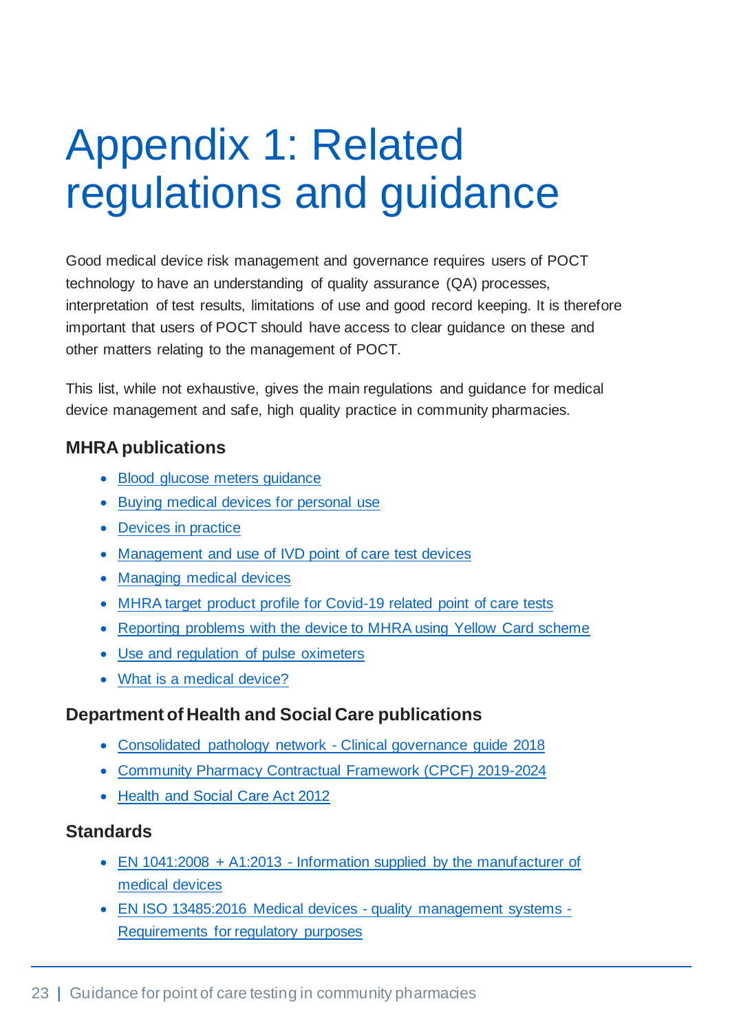# Appendix 1: Related regulations and guidance

Good medical device risk management and governance requires users of POCT technology to have an understanding of quality assurance (QA) processes, interpretation of test results, limitations of use and good record keeping. It is therefore important that users of POCT should have access to clear guidance on these and other matters relating to the management of POCT.

This list, while not exhaustive, gives the main regulations and guidance for medical device management and safe, high quality practice in community pharmacies.

### MHRA publications

- Blood glucose meters guidance
- Buying medical devices for personal use
- Devices in practice
- Management and use of IVD point of care test devices
- Managing medical devices
- MHRA target product profile for Covid-19 related point of care tests
- Reporting problems with the device to MHRA using Yellow Card scheme
- Use and regulation of pulse oximeters
- What is a medical device?

### Department of Health and Social Care publications

- Consolidated pathology network - Clinical governance guide 2018
- Community Pharmacy Contractual Framework (CPCF) 2019-2024
- Health and Social Care Act 2012

### Standards

- EN 1041:2008 + A1:2013 - Information supplied by the manufacturer of medical devices
- EN ISO 13485:2016 Medical devices - quality management systems - Requirements for regulatory purposes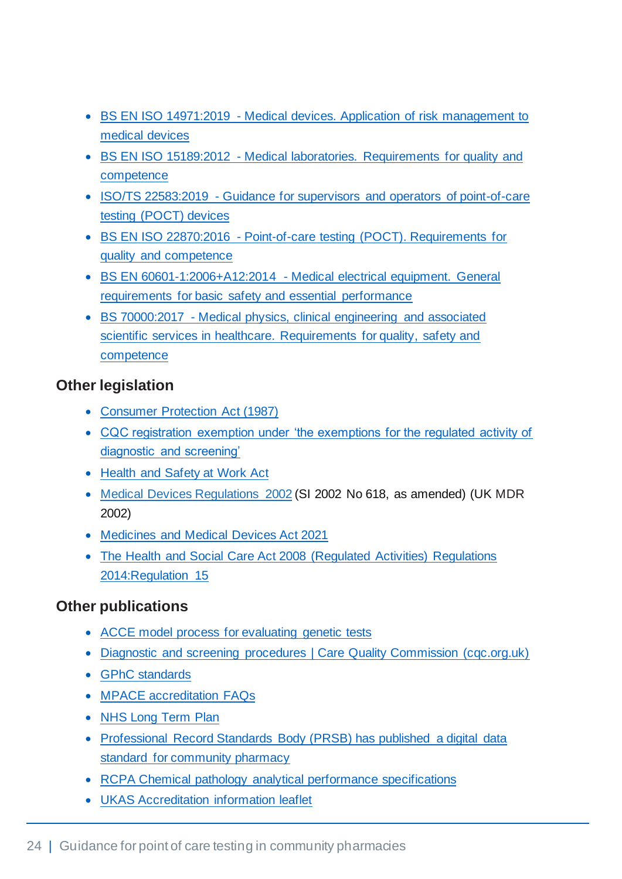- BS EN ISO 14971:2019 - Medical devices. Application of risk management to medical devices
- BS EN ISO 15189:2012 - Medical laboratories. Requirements for quality and competence
- ISO/TS 22583:2019 - Guidance for supervisors and operators of point-of-care testing (POCT) devices
- BS EN ISO 22870:2016 - Point-of-care testing (POCT). Requirements for quality and competence
- BS EN 60601-1:2006+A12:2014 - Medical electrical equipment. General requirements for basic safety and essential performance
- BS 70000:2017 - Medical physics, clinical engineering and associated scientific services in healthcare. Requirements for quality, safety and competence

## Other legislation

- Consumer Protection Act (1987)
- CQC registration exemption under 'the exemptions for the regulated activity of diagnostic and screening'
- Health and Safety at Work Act
- Medical Devices Regulations 2002 (SI 2002 No 618, as amended) (UK MDR 2002)
- Medicines and Medical Devices Act 2021
- The Health and Social Care Act 2008 (Regulated Activities) Regulations 2014:Regulation 15

## Other publications

- ACCE model process for evaluating genetic tests
- Diagnostic and screening procedures | Care Quality Commission (cqc.org.uk)
- GPhC standards
- MPACE accreditation FAQs
- NHS Long Term Plan
- Professional Record Standards Body (PRSB) has published a digital data standard for community pharmacy
- RCPA Chemical pathology analytical performance specifications
- UKAS Accreditation information leaflet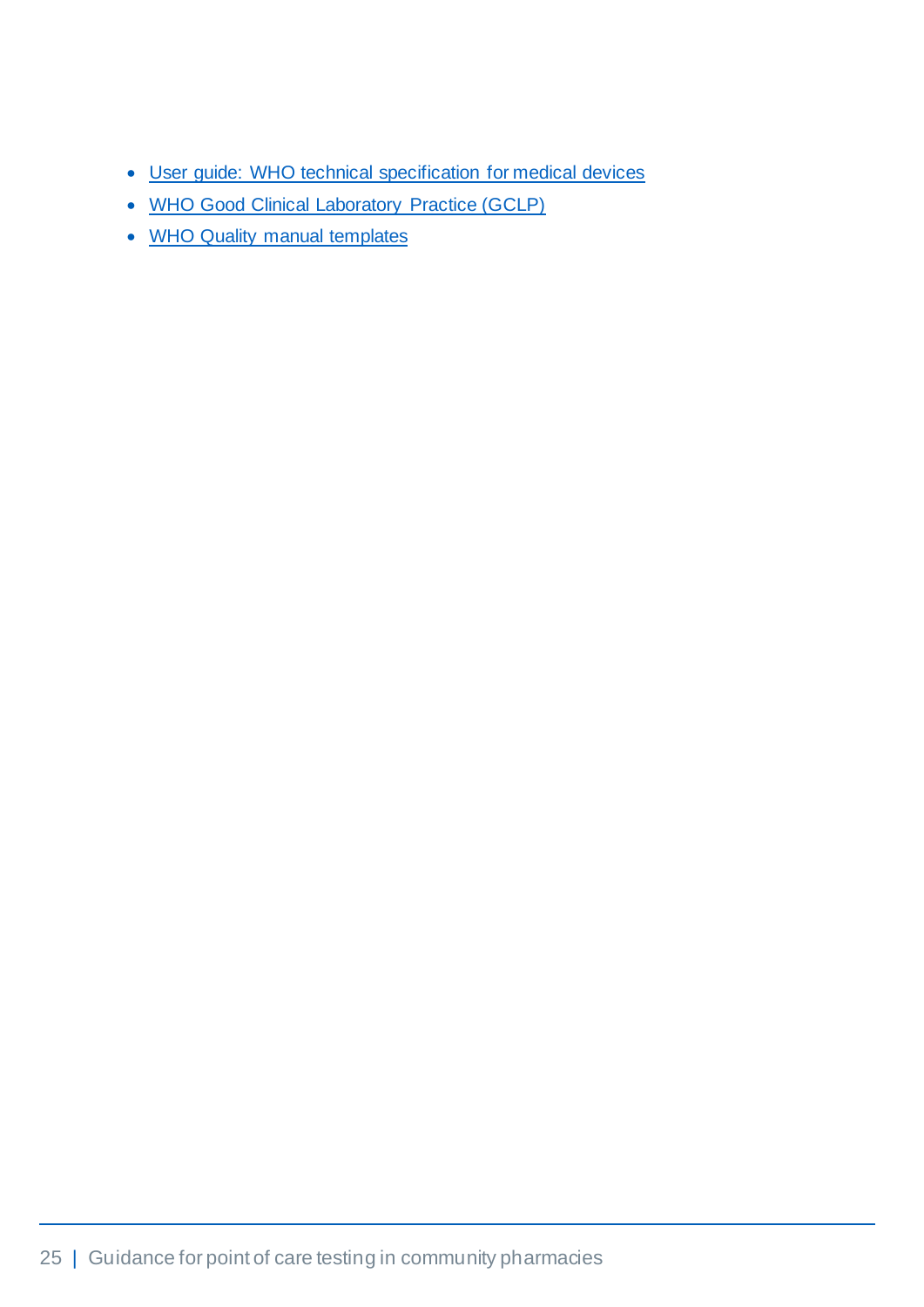- User guide: WHO technical specification for medical devices
- WHO Good Clinical Laboratory Practice (GCLP)
- WHO Quality manual templates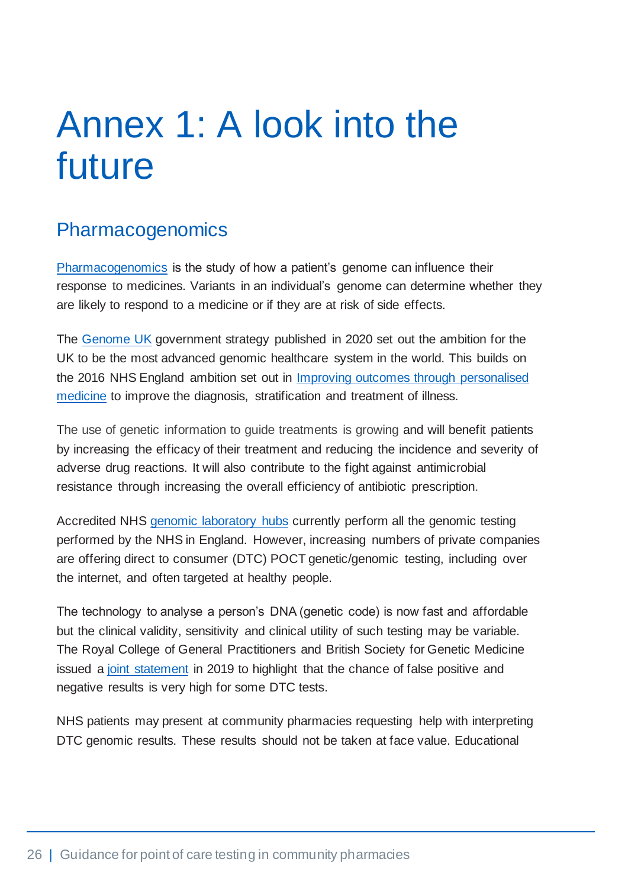# Annex 1: A look into the future

## Pharmacogenomics

Pharmacogenomics is the study of how a patient's genome can influence their response to medicines. Variants in an individual's genome can determine whether they are likely to respond to a medicine or if they are at risk of side effects.

The Genome UK government strategy published in 2020 set out the ambition for the UK to be the most advanced genomic healthcare system in the world. This builds on the 2016 NHS England ambition set out in Improving outcomes through personalised medicine to improve the diagnosis, stratification and treatment of illness.

The use of genetic information to guide treatments is growing and will benefit patients by increasing the efficacy of their treatment and reducing the incidence and severity of adverse drug reactions. It will also contribute to the fight against antimicrobial resistance through increasing the overall efficiency of antibiotic prescription.

Accredited NHS genomic laboratory hubs currently perform all the genomic testing performed by the NHS in England. However, increasing numbers of private companies are offering direct to consumer (DTC) POCT genetic/genomic testing, including over the internet, and often targeted at healthy people.

The technology to analyse a person's DNA (genetic code) is now fast and affordable but the clinical validity, sensitivity and clinical utility of such testing may be variable. The Royal College of General Practitioners and British Society for Genetic Medicine issued a joint statement in 2019 to highlight that the chance of false positive and negative results is very high for some DTC tests.

NHS patients may present at community pharmacies requesting help with interpreting DTC genomic results. These results should not be taken at face value. Educational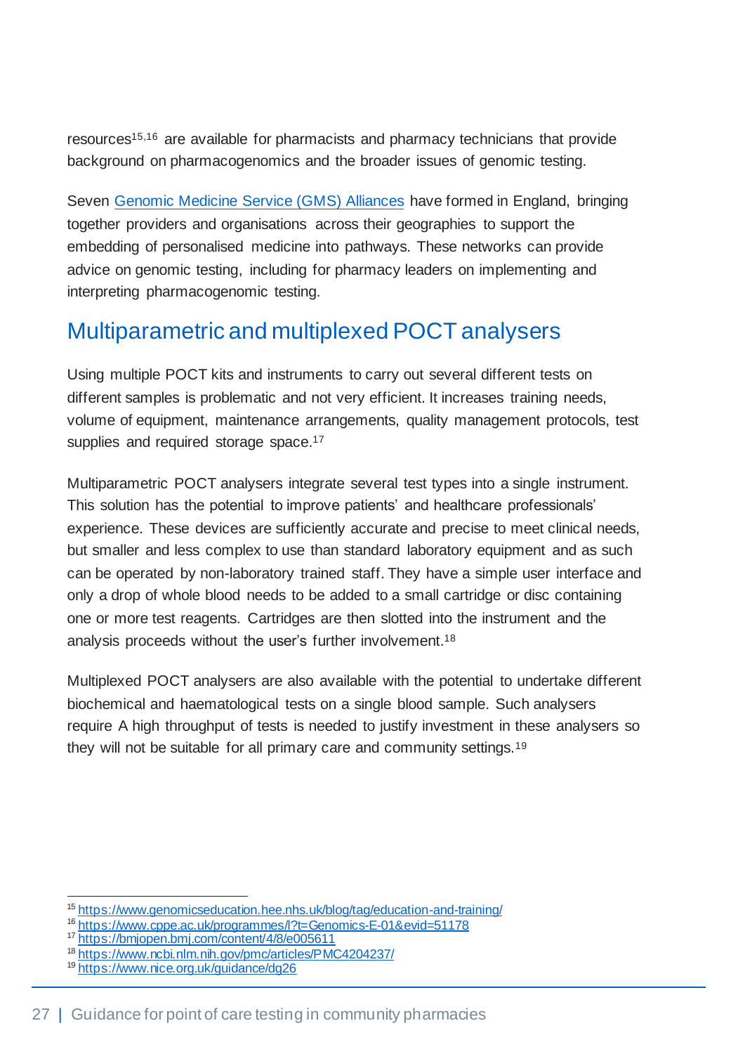resources[15,16] are available for pharmacists and pharmacy technicians that provide background on pharmacogenomics and the broader issues of genomic testing.

Seven [Genomic Medicine Service (GMS) Alliances](#) have formed in England, bringing together providers and organisations across their geographies to support the embedding of personalised medicine into pathways. These networks can provide advice on genomic testing, including for pharmacy leaders on implementing and interpreting pharmacogenomic testing.

## Multiparametric and multiplexed POCT analysers

Using multiple POCT kits and instruments to carry out several different tests on different samples is problematic and not very efficient. It increases training needs, volume of equipment, maintenance arrangements, quality management protocols, test supplies and required storage space.[17]

Multiparametric POCT analysers integrate several test types into a single instrument. This solution has the potential to improve patients' and healthcare professionals' experience. These devices are sufficiently accurate and precise to meet clinical needs, but smaller and less complex to use than standard laboratory equipment and as such can be operated by non-laboratory trained staff. They have a simple user interface and only a drop of whole blood needs to be added to a small cartridge or disc containing one or more test reagents. Cartridges are then slotted into the instrument and the analysis proceeds without the user's further involvement.[18]

Multiplexed POCT analysers are also available with the potential to undertake different biochemical and haematological tests on a single blood sample. Such analysers require A high throughput of tests is needed to justify investment in these analysers so they will not be suitable for all primary care and community settings.[19]

---

[15] https://www.genomicseducation.hee.nhs.uk/blog/tag/education-and-training/
[16] https://www.cppe.ac.uk/programmes/l?t=Genomics-E-01&evid=51178
[17] https://bmjopen.bmj.com/content/4/8/e005611
[18] https://www.ncbi.nlm.nih.gov/pmc/articles/PMC4204237/
[19] https://www.nice.org.uk/guidance/dg26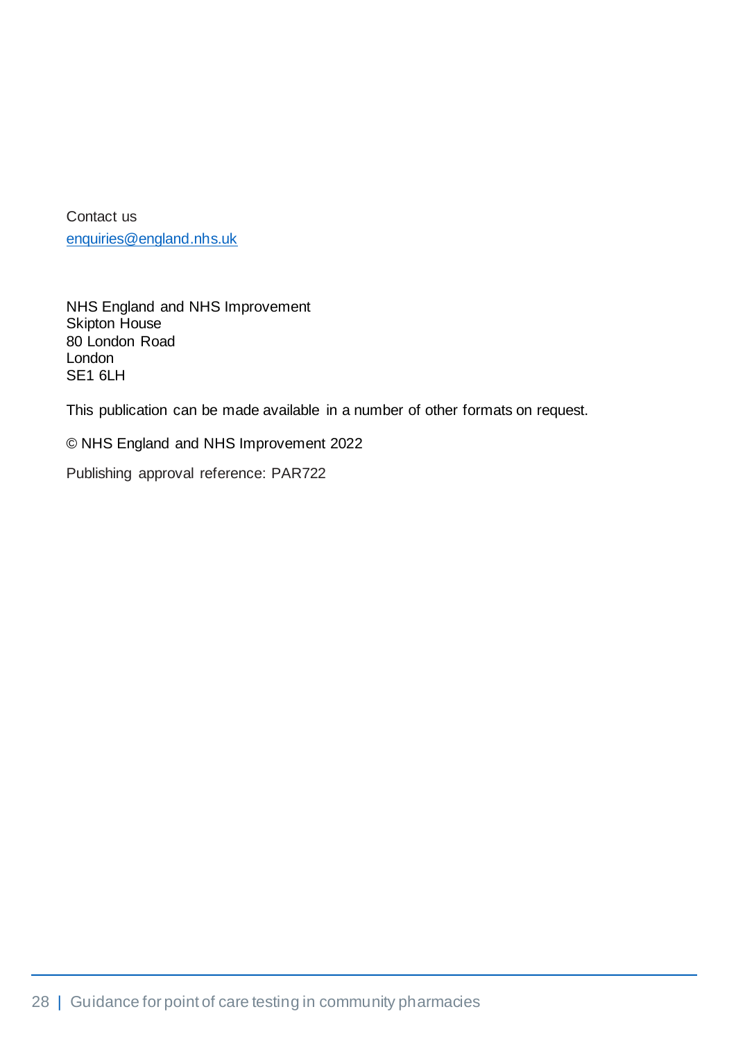Contact us
[enquiries@england.nhs.uk](mailto:enquiries@england.nhs.uk)

NHS England and NHS Improvement
Skipton House
80 London Road
London
SE1 6LH

This publication can be made available in a number of other formats on request.

© NHS England and NHS Improvement 2022

Publishing approval reference: PAR722